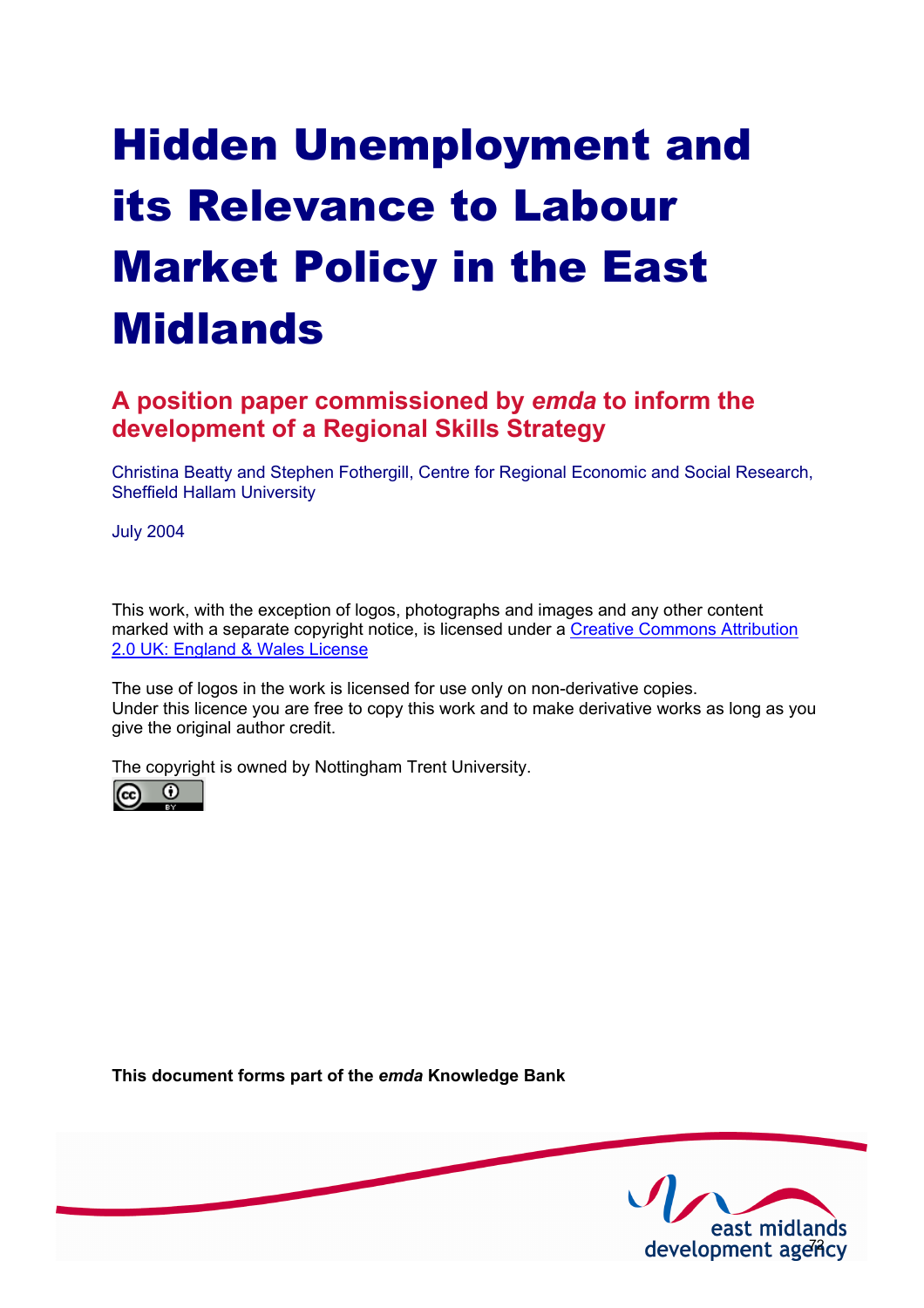# Hidden Unemployment and its Relevance to Labour Market Policy in the East Midlands

## A position paper commissioned by *emda* to inform the development of a Regional Skills Strategy

Christina Beatty and Stephen Fothergill, Centre for Regional Economic and Social Research, Sheffield Hallam University

July 2004

This work, with the exception of logos, photographs and images and any other content marked with a separate copyright notice, is licensed under a Creative Commons Attribution 2.0 UK: England & Wales License

The use of logos in the work is licensed for use only on non-derivative copies. Under this licence you are free to copy this work and to make derivative works as long as you give the original author credit.

The copyright is owned by Nottingham Trent University.

**This document forms part of the *emda* Knowledge Bank**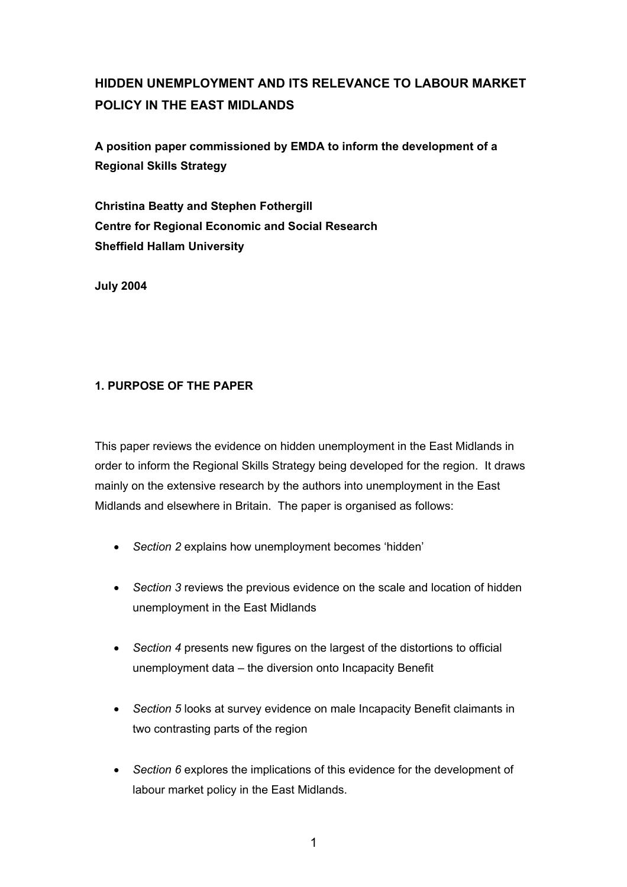# HIDDEN UNEMPLOYMENT AND ITS RELEVANCE TO LABOUR MARKET POLICY IN THE EAST MIDLANDS

**A position paper commissioned by EMDA to inform the development of a Regional Skills Strategy**

**Christina Beatty and Stephen Fothergill**
**Centre for Regional Economic and Social Research**
**Sheffield Hallam University**

**July 2004**

## 1. PURPOSE OF THE PAPER

This paper reviews the evidence on hidden unemployment in the East Midlands in order to inform the Regional Skills Strategy being developed for the region. It draws mainly on the extensive research by the authors into unemployment in the East Midlands and elsewhere in Britain. The paper is organised as follows:

- *Section 2* explains how unemployment becomes 'hidden'
- *Section 3* reviews the previous evidence on the scale and location of hidden unemployment in the East Midlands
- *Section 4* presents new figures on the largest of the distortions to official unemployment data – the diversion onto Incapacity Benefit
- *Section 5* looks at survey evidence on male Incapacity Benefit claimants in two contrasting parts of the region
- *Section 6* explores the implications of this evidence for the development of labour market policy in the East Midlands.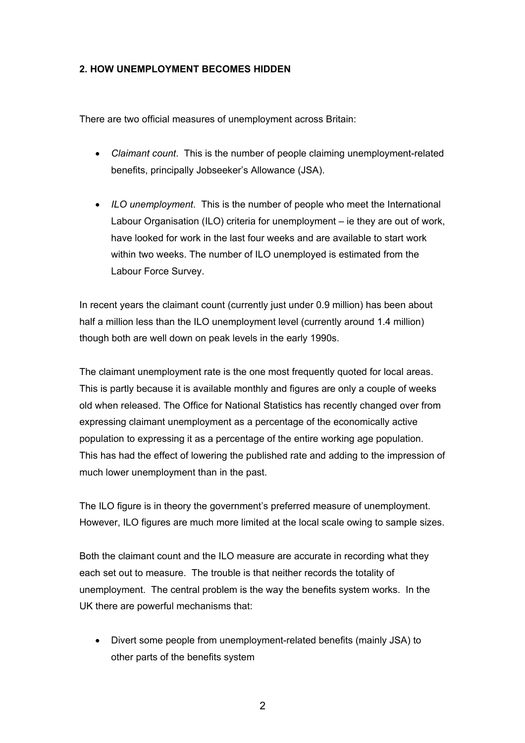## 2. HOW UNEMPLOYMENT BECOMES HIDDEN

There are two official measures of unemployment across Britain:

- *Claimant count*. This is the number of people claiming unemployment-related benefits, principally Jobseeker's Allowance (JSA).

- *ILO unemployment*. This is the number of people who meet the International Labour Organisation (ILO) criteria for unemployment – ie they are out of work, have looked for work in the last four weeks and are available to start work within two weeks. The number of ILO unemployed is estimated from the Labour Force Survey.

In recent years the claimant count (currently just under 0.9 million) has been about half a million less than the ILO unemployment level (currently around 1.4 million) though both are well down on peak levels in the early 1990s.

The claimant unemployment rate is the one most frequently quoted for local areas. This is partly because it is available monthly and figures are only a couple of weeks old when released. The Office for National Statistics has recently changed over from expressing claimant unemployment as a percentage of the economically active population to expressing it as a percentage of the entire working age population. This has had the effect of lowering the published rate and adding to the impression of much lower unemployment than in the past.

The ILO figure is in theory the government's preferred measure of unemployment. However, ILO figures are much more limited at the local scale owing to sample sizes.

Both the claimant count and the ILO measure are accurate in recording what they each set out to measure. The trouble is that neither records the totality of unemployment. The central problem is the way the benefits system works. In the UK there are powerful mechanisms that:

- Divert some people from unemployment-related benefits (mainly JSA) to other parts of the benefits system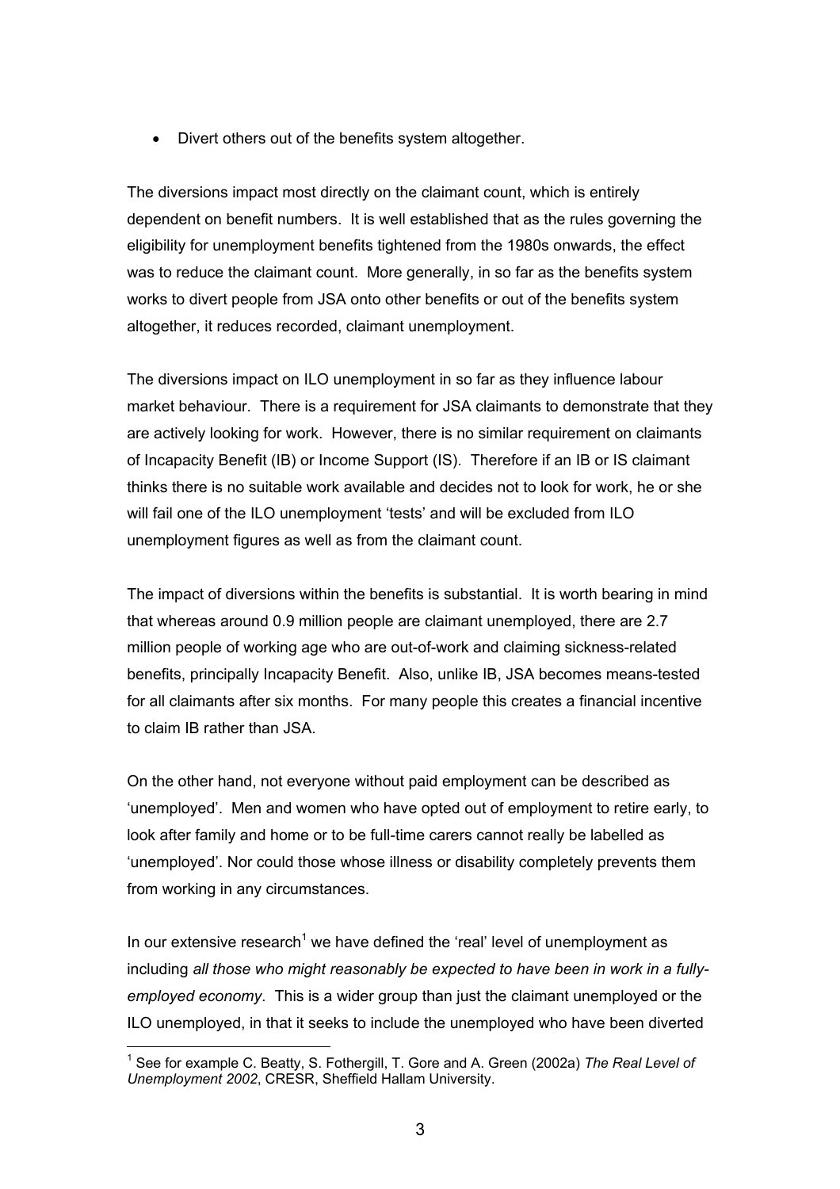- Divert others out of the benefits system altogether.

The diversions impact most directly on the claimant count, which is entirely dependent on benefit numbers. It is well established that as the rules governing the eligibility for unemployment benefits tightened from the 1980s onwards, the effect was to reduce the claimant count. More generally, in so far as the benefits system works to divert people from JSA onto other benefits or out of the benefits system altogether, it reduces recorded, claimant unemployment.

The diversions impact on ILO unemployment in so far as they influence labour market behaviour. There is a requirement for JSA claimants to demonstrate that they are actively looking for work. However, there is no similar requirement on claimants of Incapacity Benefit (IB) or Income Support (IS). Therefore if an IB or IS claimant thinks there is no suitable work available and decides not to look for work, he or she will fail one of the ILO unemployment 'tests' and will be excluded from ILO unemployment figures as well as from the claimant count.

The impact of diversions within the benefits is substantial. It is worth bearing in mind that whereas around 0.9 million people are claimant unemployed, there are 2.7 million people of working age who are out-of-work and claiming sickness-related benefits, principally Incapacity Benefit. Also, unlike IB, JSA becomes means-tested for all claimants after six months. For many people this creates a financial incentive to claim IB rather than JSA.

On the other hand, not everyone without paid employment can be described as 'unemployed'. Men and women who have opted out of employment to retire early, to look after family and home or to be full-time carers cannot really be labelled as 'unemployed'. Nor could those whose illness or disability completely prevents them from working in any circumstances.

In our extensive research[1] we have defined the 'real' level of unemployment as including *all those who might reasonably be expected to have been in work in a fully-employed economy*. This is a wider group than just the claimant unemployed or the ILO unemployed, in that it seeks to include the unemployed who have been diverted

[1] See for example C. Beatty, S. Fothergill, T. Gore and A. Green (2002a) *The Real Level of Unemployment 2002*, CRESR, Sheffield Hallam University.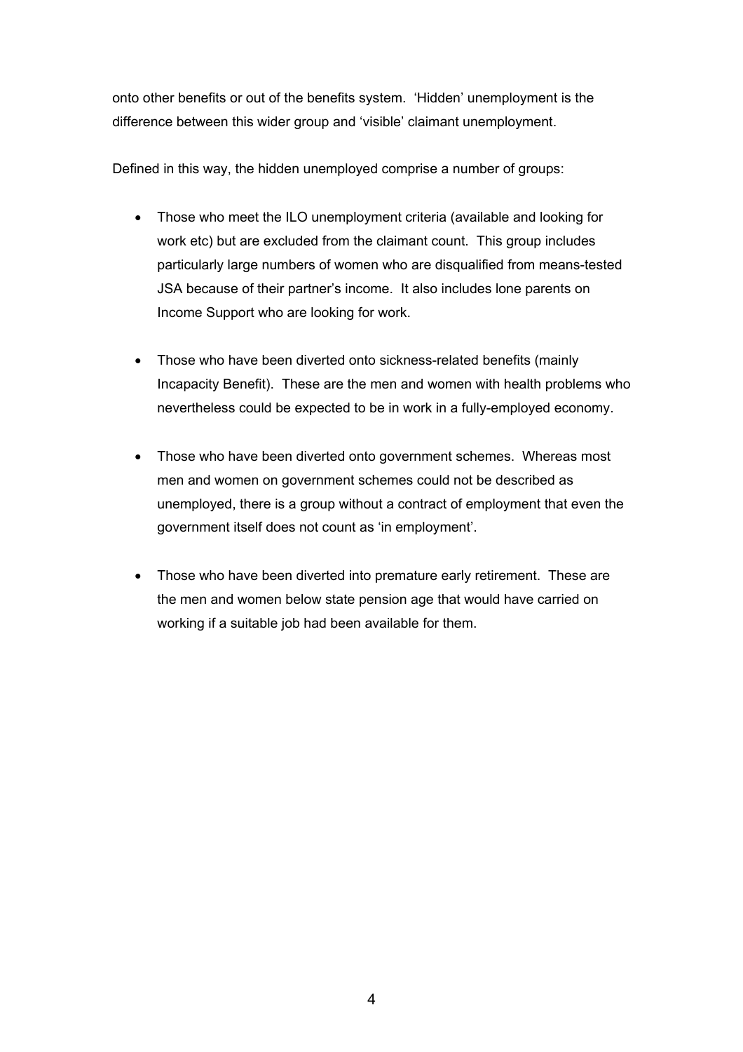onto other benefits or out of the benefits system. 'Hidden' unemployment is the difference between this wider group and 'visible' claimant unemployment.

Defined in this way, the hidden unemployed comprise a number of groups:

- Those who meet the ILO unemployment criteria (available and looking for work etc) but are excluded from the claimant count. This group includes particularly large numbers of women who are disqualified from means-tested JSA because of their partner's income. It also includes lone parents on Income Support who are looking for work.

- Those who have been diverted onto sickness-related benefits (mainly Incapacity Benefit). These are the men and women with health problems who nevertheless could be expected to be in work in a fully-employed economy.

- Those who have been diverted onto government schemes. Whereas most men and women on government schemes could not be described as unemployed, there is a group without a contract of employment that even the government itself does not count as 'in employment'.

- Those who have been diverted into premature early retirement. These are the men and women below state pension age that would have carried on working if a suitable job had been available for them.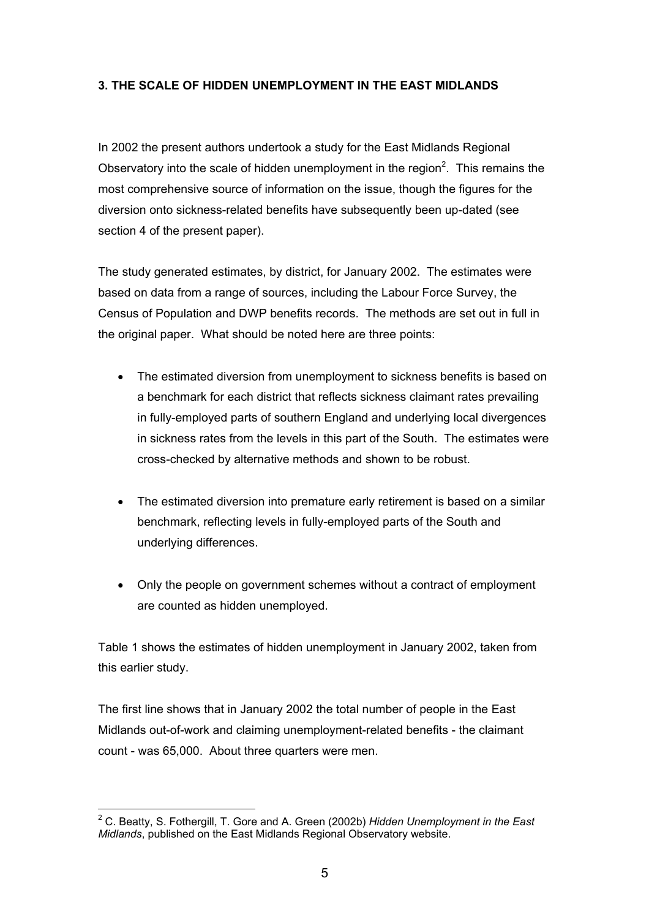### 3. THE SCALE OF HIDDEN UNEMPLOYMENT IN THE EAST MIDLANDS

In 2002 the present authors undertook a study for the East Midlands Regional Observatory into the scale of hidden unemployment in the region[2]. This remains the most comprehensive source of information on the issue, though the figures for the diversion onto sickness-related benefits have subsequently been up-dated (see section 4 of the present paper).

The study generated estimates, by district, for January 2002. The estimates were based on data from a range of sources, including the Labour Force Survey, the Census of Population and DWP benefits records. The methods are set out in full in the original paper. What should be noted here are three points:

- The estimated diversion from unemployment to sickness benefits is based on a benchmark for each district that reflects sickness claimant rates prevailing in fully-employed parts of southern England and underlying local divergences in sickness rates from the levels in this part of the South. The estimates were cross-checked by alternative methods and shown to be robust.
- The estimated diversion into premature early retirement is based on a similar benchmark, reflecting levels in fully-employed parts of the South and underlying differences.
- Only the people on government schemes without a contract of employment are counted as hidden unemployed.

Table 1 shows the estimates of hidden unemployment in January 2002, taken from this earlier study.

The first line shows that in January 2002 the total number of people in the East Midlands out-of-work and claiming unemployment-related benefits - the claimant count - was 65,000. About three quarters were men.

---

[2] C. Beatty, S. Fothergill, T. Gore and A. Green (2002b) *Hidden Unemployment in the East Midlands*, published on the East Midlands Regional Observatory website.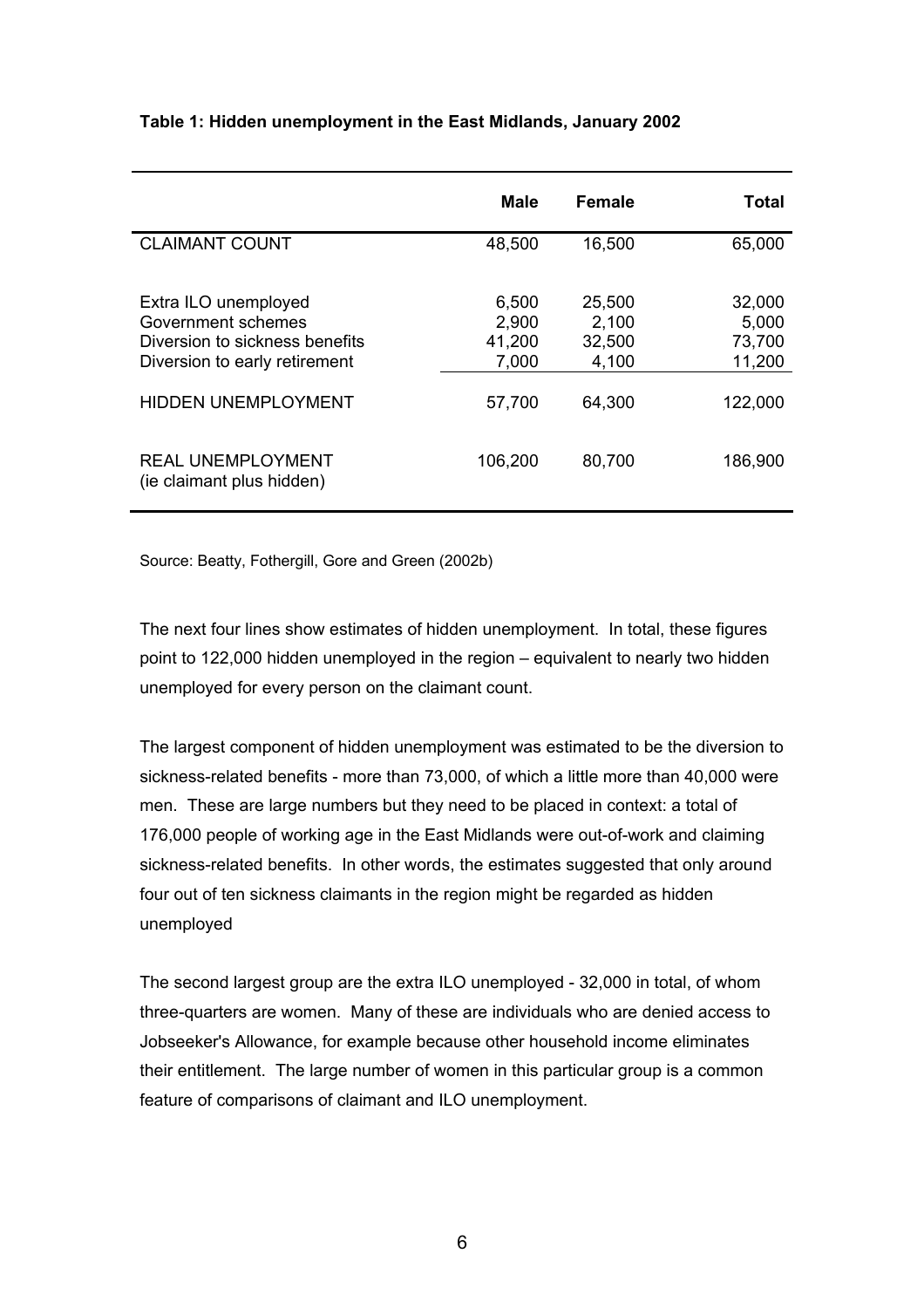**Table 1: Hidden unemployment in the East Midlands, January 2002**

| | Male | Female | Total |
|---|---|---|---|
| CLAIMANT COUNT | 48,500 | 16,500 | 65,000 |
| Extra ILO unemployed | 6,500 | 25,500 | 32,000 |
| Government schemes | 2,900 | 2,100 | 5,000 |
| Diversion to sickness benefits | 41,200 | 32,500 | 73,700 |
| Diversion to early retirement | 7,000 | 4,100 | 11,200 |
| HIDDEN UNEMPLOYMENT | 57,700 | 64,300 | 122,000 |
| REAL UNEMPLOYMENT (ie claimant plus hidden) | 106,200 | 80,700 | 186,900 |

Source: Beatty, Fothergill, Gore and Green (2002b)

The next four lines show estimates of hidden unemployment. In total, these figures point to 122,000 hidden unemployed in the region – equivalent to nearly two hidden unemployed for every person on the claimant count.

The largest component of hidden unemployment was estimated to be the diversion to sickness-related benefits - more than 73,000, of which a little more than 40,000 were men. These are large numbers but they need to be placed in context: a total of 176,000 people of working age in the East Midlands were out-of-work and claiming sickness-related benefits. In other words, the estimates suggested that only around four out of ten sickness claimants in the region might be regarded as hidden unemployed

The second largest group are the extra ILO unemployed - 32,000 in total, of whom three-quarters are women. Many of these are individuals who are denied access to Jobseeker's Allowance, for example because other household income eliminates their entitlement. The large number of women in this particular group is a common feature of comparisons of claimant and ILO unemployment.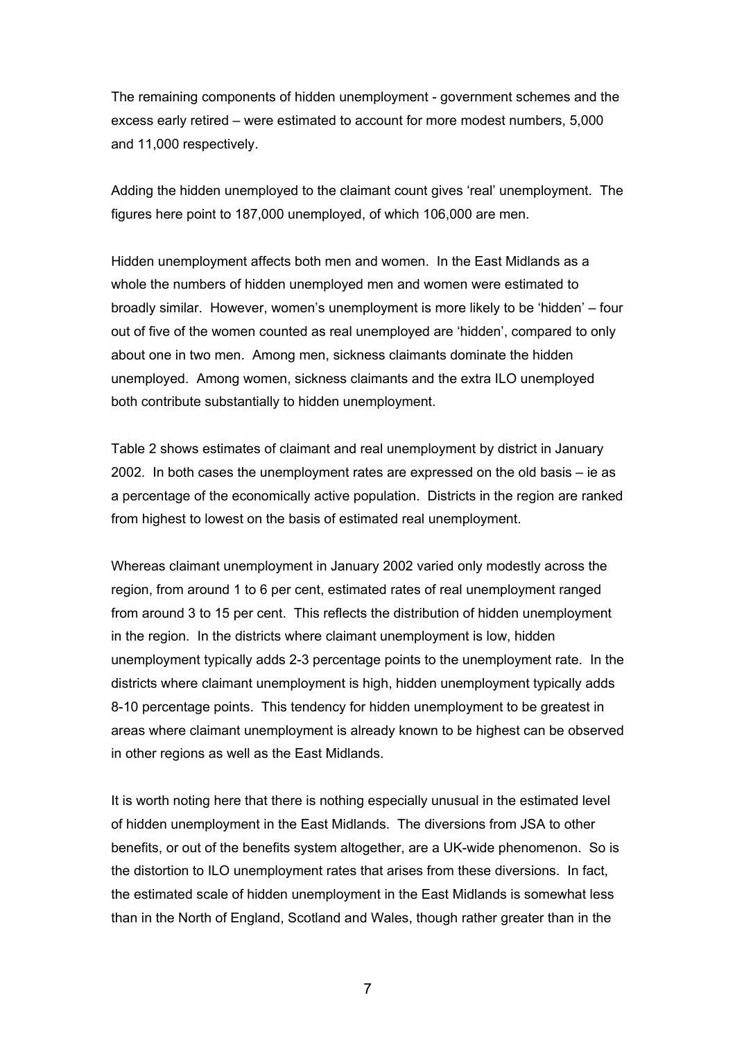The remaining components of hidden unemployment - government schemes and the excess early retired – were estimated to account for more modest numbers, 5,000 and 11,000 respectively.

Adding the hidden unemployed to the claimant count gives 'real' unemployment. The figures here point to 187,000 unemployed, of which 106,000 are men.

Hidden unemployment affects both men and women. In the East Midlands as a whole the numbers of hidden unemployed men and women were estimated to broadly similar. However, women's unemployment is more likely to be 'hidden' – four out of five of the women counted as real unemployed are 'hidden', compared to only about one in two men. Among men, sickness claimants dominate the hidden unemployed. Among women, sickness claimants and the extra ILO unemployed both contribute substantially to hidden unemployment.

Table 2 shows estimates of claimant and real unemployment by district in January 2002. In both cases the unemployment rates are expressed on the old basis – ie as a percentage of the economically active population. Districts in the region are ranked from highest to lowest on the basis of estimated real unemployment.

Whereas claimant unemployment in January 2002 varied only modestly across the region, from around 1 to 6 per cent, estimated rates of real unemployment ranged from around 3 to 15 per cent. This reflects the distribution of hidden unemployment in the region. In the districts where claimant unemployment is low, hidden unemployment typically adds 2-3 percentage points to the unemployment rate. In the districts where claimant unemployment is high, hidden unemployment typically adds 8-10 percentage points. This tendency for hidden unemployment to be greatest in areas where claimant unemployment is already known to be highest can be observed in other regions as well as the East Midlands.

It is worth noting here that there is nothing especially unusual in the estimated level of hidden unemployment in the East Midlands. The diversions from JSA to other benefits, or out of the benefits system altogether, are a UK-wide phenomenon. So is the distortion to ILO unemployment rates that arises from these diversions. In fact, the estimated scale of hidden unemployment in the East Midlands is somewhat less than in the North of England, Scotland and Wales, though rather greater than in the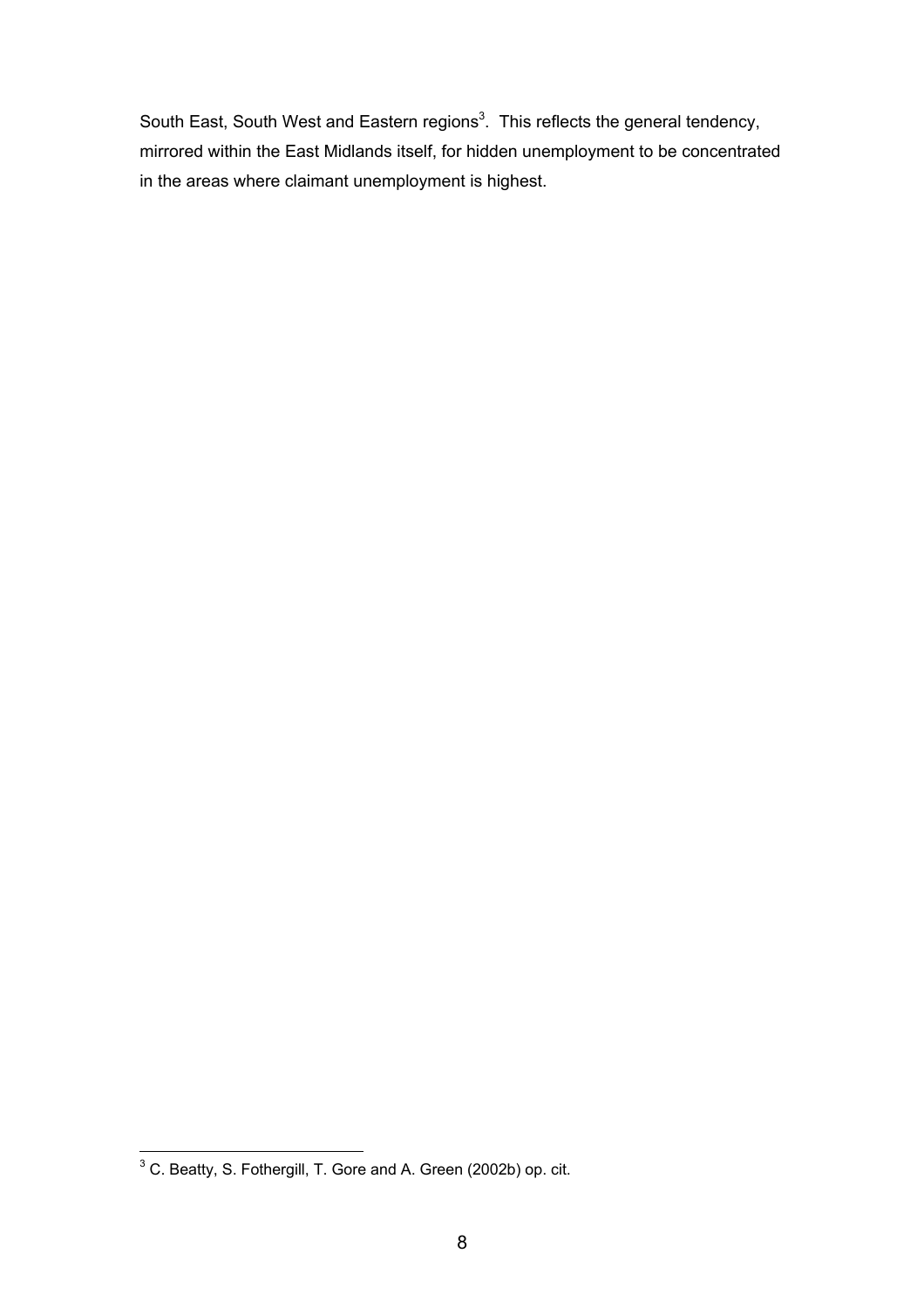South East, South West and Eastern regions[3]. This reflects the general tendency, mirrored within the East Midlands itself, for hidden unemployment to be concentrated in the areas where claimant unemployment is highest.

---

[3] C. Beatty, S. Fothergill, T. Gore and A. Green (2002b) op. cit.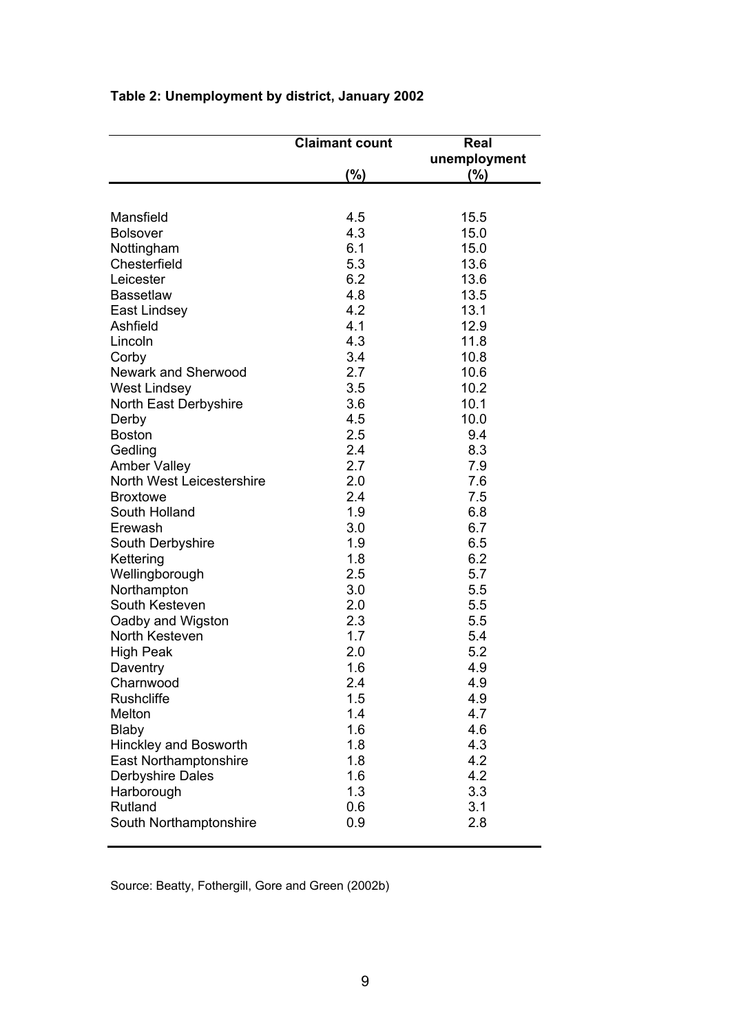**Table 2: Unemployment by district, January 2002**

| | Claimant count (%) | Real unemployment (%) |
|---|---|---|
| Mansfield | 4.5 | 15.5 |
| Bolsover | 4.3 | 15.0 |
| Nottingham | 6.1 | 15.0 |
| Chesterfield | 5.3 | 13.6 |
| Leicester | 6.2 | 13.6 |
| Bassetlaw | 4.8 | 13.5 |
| East Lindsey | 4.2 | 13.1 |
| Ashfield | 4.1 | 12.9 |
| Lincoln | 4.3 | 11.8 |
| Corby | 3.4 | 10.8 |
| Newark and Sherwood | 2.7 | 10.6 |
| West Lindsey | 3.5 | 10.2 |
| North East Derbyshire | 3.6 | 10.1 |
| Derby | 4.5 | 10.0 |
| Boston | 2.5 | 9.4 |
| Gedling | 2.4 | 8.3 |
| Amber Valley | 2.7 | 7.9 |
| North West Leicestershire | 2.0 | 7.6 |
| Broxtowe | 2.4 | 7.5 |
| South Holland | 1.9 | 6.8 |
| Erewash | 3.0 | 6.7 |
| South Derbyshire | 1.9 | 6.5 |
| Kettering | 1.8 | 6.2 |
| Wellingborough | 2.5 | 5.7 |
| Northampton | 3.0 | 5.5 |
| South Kesteven | 2.0 | 5.5 |
| Oadby and Wigston | 2.3 | 5.5 |
| North Kesteven | 1.7 | 5.4 |
| High Peak | 2.0 | 5.2 |
| Daventry | 1.6 | 4.9 |
| Charnwood | 2.4 | 4.9 |
| Rushcliffe | 1.5 | 4.9 |
| Melton | 1.4 | 4.7 |
| Blaby | 1.6 | 4.6 |
| Hinckley and Bosworth | 1.8 | 4.3 |
| East Northamptonshire | 1.8 | 4.2 |
| Derbyshire Dales | 1.6 | 4.2 |
| Harborough | 1.3 | 3.3 |
| Rutland | 0.6 | 3.1 |
| South Northamptonshire | 0.9 | 2.8 |

Source: Beatty, Fothergill, Gore and Green (2002b)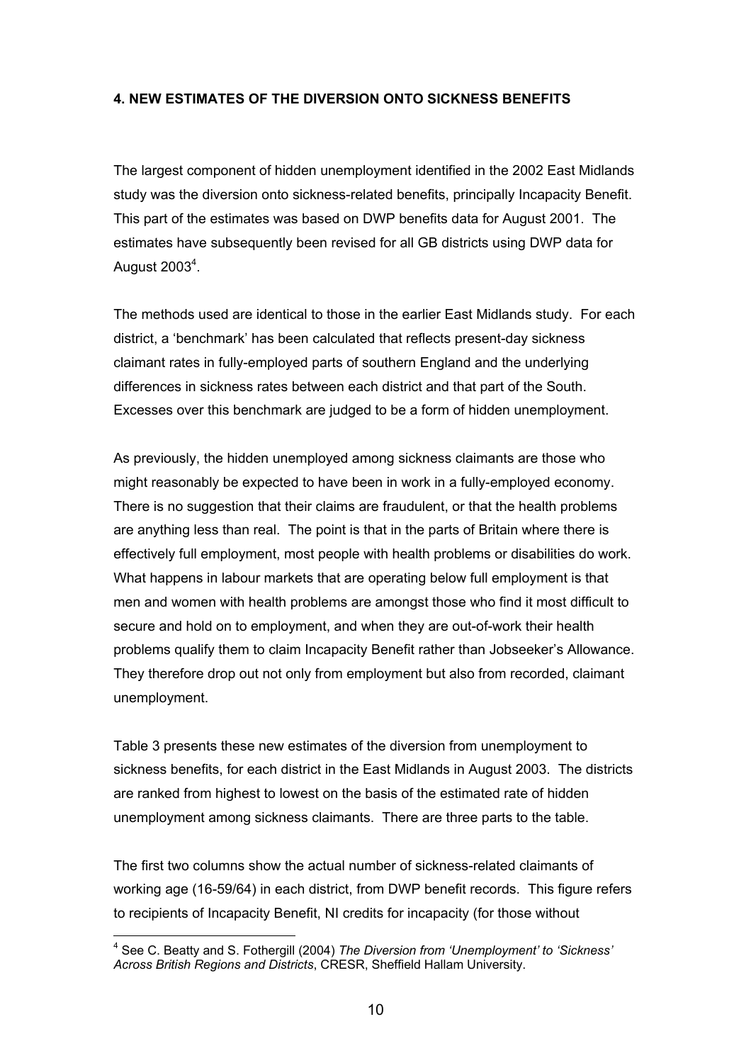#### 4. NEW ESTIMATES OF THE DIVERSION ONTO SICKNESS BENEFITS

The largest component of hidden unemployment identified in the 2002 East Midlands study was the diversion onto sickness-related benefits, principally Incapacity Benefit. This part of the estimates was based on DWP benefits data for August 2001. The estimates have subsequently been revised for all GB districts using DWP data for August 2003[4].

The methods used are identical to those in the earlier East Midlands study. For each district, a 'benchmark' has been calculated that reflects present-day sickness claimant rates in fully-employed parts of southern England and the underlying differences in sickness rates between each district and that part of the South. Excesses over this benchmark are judged to be a form of hidden unemployment.

As previously, the hidden unemployed among sickness claimants are those who might reasonably be expected to have been in work in a fully-employed economy. There is no suggestion that their claims are fraudulent, or that the health problems are anything less than real. The point is that in the parts of Britain where there is effectively full employment, most people with health problems or disabilities do work. What happens in labour markets that are operating below full employment is that men and women with health problems are amongst those who find it most difficult to secure and hold on to employment, and when they are out-of-work their health problems qualify them to claim Incapacity Benefit rather than Jobseeker's Allowance. They therefore drop out not only from employment but also from recorded, claimant unemployment.

Table 3 presents these new estimates of the diversion from unemployment to sickness benefits, for each district in the East Midlands in August 2003. The districts are ranked from highest to lowest on the basis of the estimated rate of hidden unemployment among sickness claimants. There are three parts to the table.

The first two columns show the actual number of sickness-related claimants of working age (16-59/64) in each district, from DWP benefit records. This figure refers to recipients of Incapacity Benefit, NI credits for incapacity (for those without

---

[4] See C. Beatty and S. Fothergill (2004) *The Diversion from 'Unemployment' to 'Sickness' Across British Regions and Districts*, CRESR, Sheffield Hallam University.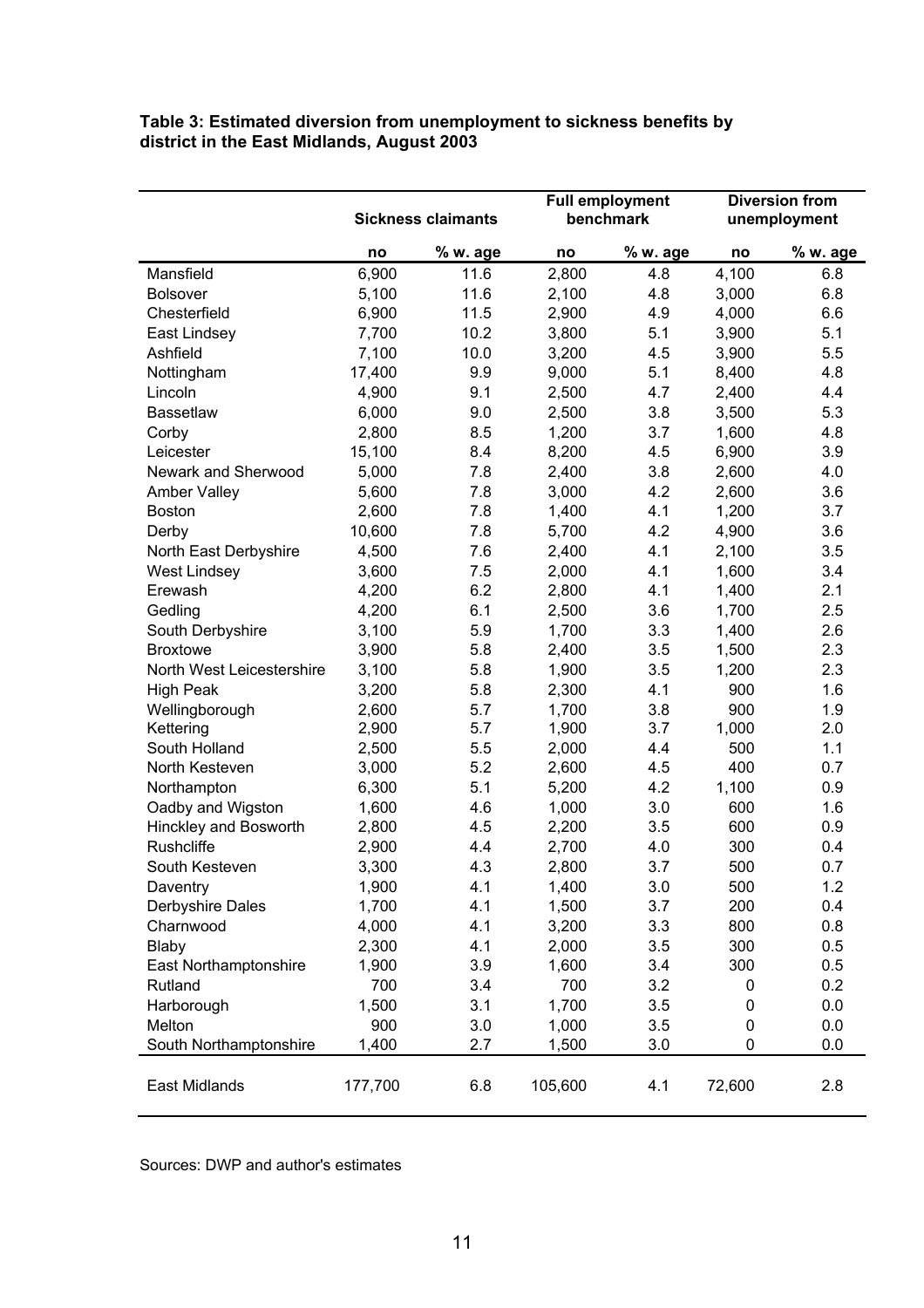**Table 3: Estimated diversion from unemployment to sickness benefits by district in the East Midlands, August 2003**

| | Sickness claimants | | Full employment benchmark | | Diversion from unemployment | |
|---|---|---|---|---|---|---|
| | no | % w. age | no | % w. age | no | % w. age |
| Mansfield | 6,900 | 11.6 | 2,800 | 4.8 | 4,100 | 6.8 |
| Bolsover | 5,100 | 11.6 | 2,100 | 4.8 | 3,000 | 6.8 |
| Chesterfield | 6,900 | 11.5 | 2,900 | 4.9 | 4,000 | 6.6 |
| East Lindsey | 7,700 | 10.2 | 3,800 | 5.1 | 3,900 | 5.1 |
| Ashfield | 7,100 | 10.0 | 3,200 | 4.5 | 3,900 | 5.5 |
| Nottingham | 17,400 | 9.9 | 9,000 | 5.1 | 8,400 | 4.8 |
| Lincoln | 4,900 | 9.1 | 2,500 | 4.7 | 2,400 | 4.4 |
| Bassetlaw | 6,000 | 9.0 | 2,500 | 3.8 | 3,500 | 5.3 |
| Corby | 2,800 | 8.5 | 1,200 | 3.7 | 1,600 | 4.8 |
| Leicester | 15,100 | 8.4 | 8,200 | 4.5 | 6,900 | 3.9 |
| Newark and Sherwood | 5,000 | 7.8 | 2,400 | 3.8 | 2,600 | 4.0 |
| Amber Valley | 5,600 | 7.8 | 3,000 | 4.2 | 2,600 | 3.6 |
| Boston | 2,600 | 7.8 | 1,400 | 4.1 | 1,200 | 3.7 |
| Derby | 10,600 | 7.8 | 5,700 | 4.2 | 4,900 | 3.6 |
| North East Derbyshire | 4,500 | 7.6 | 2,400 | 4.1 | 2,100 | 3.5 |
| West Lindsey | 3,600 | 7.5 | 2,000 | 4.1 | 1,600 | 3.4 |
| Erewash | 4,200 | 6.2 | 2,800 | 4.1 | 1,400 | 2.1 |
| Gedling | 4,200 | 6.1 | 2,500 | 3.6 | 1,700 | 2.5 |
| South Derbyshire | 3,100 | 5.9 | 1,700 | 3.3 | 1,400 | 2.6 |
| Broxtowe | 3,900 | 5.8 | 2,400 | 3.5 | 1,500 | 2.3 |
| North West Leicestershire | 3,100 | 5.8 | 1,900 | 3.5 | 1,200 | 2.3 |
| High Peak | 3,200 | 5.8 | 2,300 | 4.1 | 900 | 1.6 |
| Wellingborough | 2,600 | 5.7 | 1,700 | 3.8 | 900 | 1.9 |
| Kettering | 2,900 | 5.7 | 1,900 | 3.7 | 1,000 | 2.0 |
| South Holland | 2,500 | 5.5 | 2,000 | 4.4 | 500 | 1.1 |
| North Kesteven | 3,000 | 5.2 | 2,600 | 4.5 | 400 | 0.7 |
| Northampton | 6,300 | 5.1 | 5,200 | 4.2 | 1,100 | 0.9 |
| Oadby and Wigston | 1,600 | 4.6 | 1,000 | 3.0 | 600 | 1.6 |
| Hinckley and Bosworth | 2,800 | 4.5 | 2,200 | 3.5 | 600 | 0.9 |
| Rushcliffe | 2,900 | 4.4 | 2,700 | 4.0 | 300 | 0.4 |
| South Kesteven | 3,300 | 4.3 | 2,800 | 3.7 | 500 | 0.7 |
| Daventry | 1,900 | 4.1 | 1,400 | 3.0 | 500 | 1.2 |
| Derbyshire Dales | 1,700 | 4.1 | 1,500 | 3.7 | 200 | 0.4 |
| Charnwood | 4,000 | 4.1 | 3,200 | 3.3 | 800 | 0.8 |
| Blaby | 2,300 | 4.1 | 2,000 | 3.5 | 300 | 0.5 |
| East Northamptonshire | 1,900 | 3.9 | 1,600 | 3.4 | 300 | 0.5 |
| Rutland | 700 | 3.4 | 700 | 3.2 | 0 | 0.2 |
| Harborough | 1,500 | 3.1 | 1,700 | 3.5 | 0 | 0.0 |
| Melton | 900 | 3.0 | 1,000 | 3.5 | 0 | 0.0 |
| South Northamptonshire | 1,400 | 2.7 | 1,500 | 3.0 | 0 | 0.0 |
| East Midlands | 177,700 | 6.8 | 105,600 | 4.1 | 72,600 | 2.8 |

Sources: DWP and author's estimates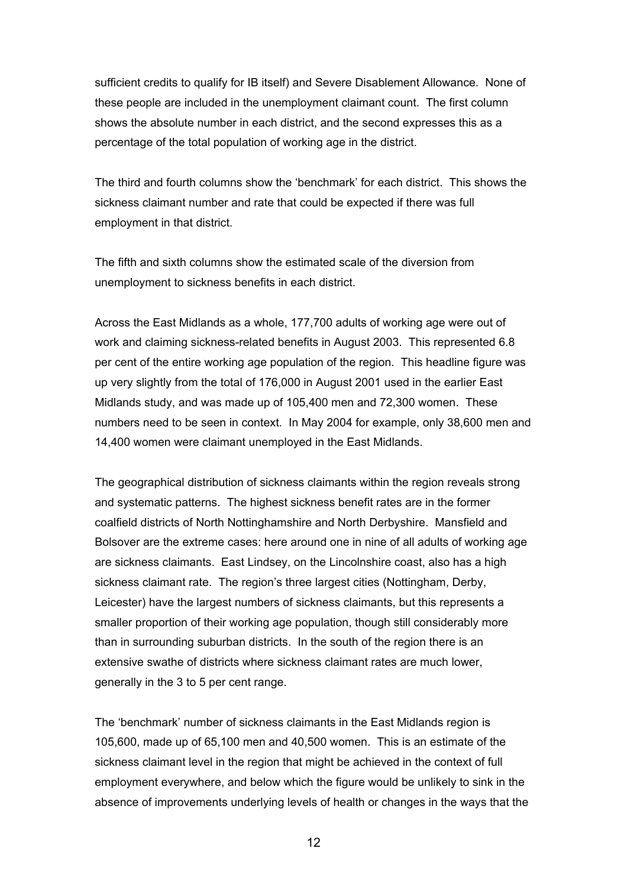sufficient credits to qualify for IB itself) and Severe Disablement Allowance. None of these people are included in the unemployment claimant count. The first column shows the absolute number in each district, and the second expresses this as a percentage of the total population of working age in the district.

The third and fourth columns show the 'benchmark' for each district. This shows the sickness claimant number and rate that could be expected if there was full employment in that district.

The fifth and sixth columns show the estimated scale of the diversion from unemployment to sickness benefits in each district.

Across the East Midlands as a whole, 177,700 adults of working age were out of work and claiming sickness-related benefits in August 2003. This represented 6.8 per cent of the entire working age population of the region. This headline figure was up very slightly from the total of 176,000 in August 2001 used in the earlier East Midlands study, and was made up of 105,400 men and 72,300 women. These numbers need to be seen in context. In May 2004 for example, only 38,600 men and 14,400 women were claimant unemployed in the East Midlands.

The geographical distribution of sickness claimants within the region reveals strong and systematic patterns. The highest sickness benefit rates are in the former coalfield districts of North Nottinghamshire and North Derbyshire. Mansfield and Bolsover are the extreme cases: here around one in nine of all adults of working age are sickness claimants. East Lindsey, on the Lincolnshire coast, also has a high sickness claimant rate. The region's three largest cities (Nottingham, Derby, Leicester) have the largest numbers of sickness claimants, but this represents a smaller proportion of their working age population, though still considerably more than in surrounding suburban districts. In the south of the region there is an extensive swathe of districts where sickness claimant rates are much lower, generally in the 3 to 5 per cent range.

The 'benchmark' number of sickness claimants in the East Midlands region is 105,600, made up of 65,100 men and 40,500 women. This is an estimate of the sickness claimant level in the region that might be achieved in the context of full employment everywhere, and below which the figure would be unlikely to sink in the absence of improvements underlying levels of health or changes in the ways that the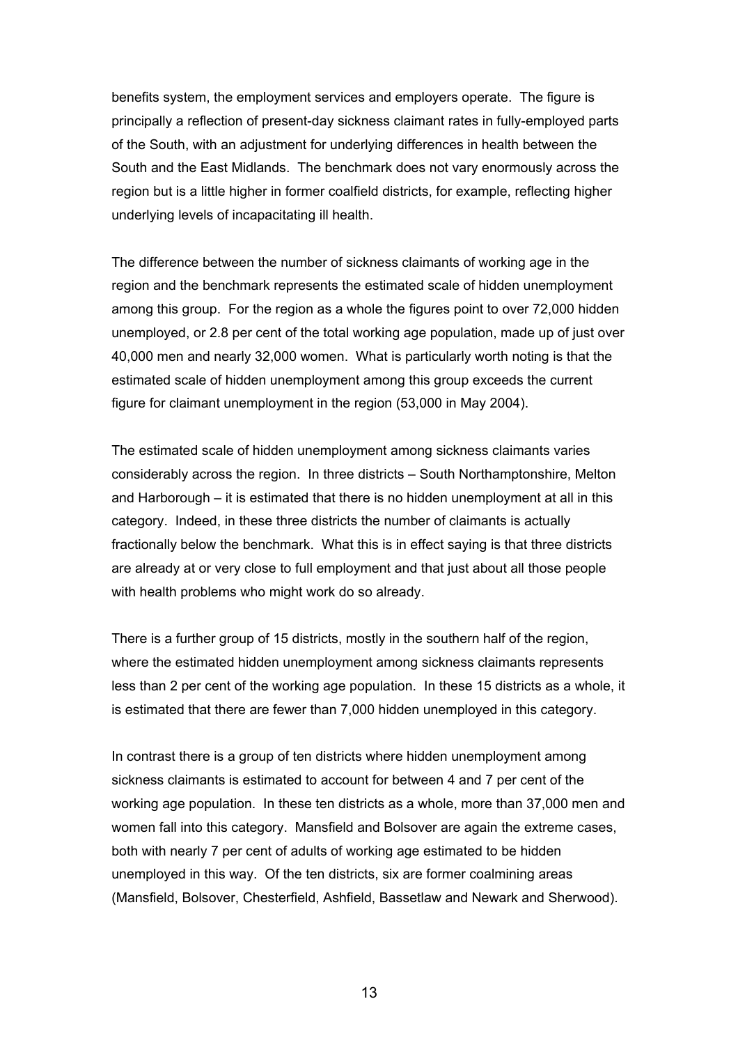benefits system, the employment services and employers operate. The figure is principally a reflection of present-day sickness claimant rates in fully-employed parts of the South, with an adjustment for underlying differences in health between the South and the East Midlands. The benchmark does not vary enormously across the region but is a little higher in former coalfield districts, for example, reflecting higher underlying levels of incapacitating ill health.

The difference between the number of sickness claimants of working age in the region and the benchmark represents the estimated scale of hidden unemployment among this group. For the region as a whole the figures point to over 72,000 hidden unemployed, or 2.8 per cent of the total working age population, made up of just over 40,000 men and nearly 32,000 women. What is particularly worth noting is that the estimated scale of hidden unemployment among this group exceeds the current figure for claimant unemployment in the region (53,000 in May 2004).

The estimated scale of hidden unemployment among sickness claimants varies considerably across the region. In three districts – South Northamptonshire, Melton and Harborough – it is estimated that there is no hidden unemployment at all in this category. Indeed, in these three districts the number of claimants is actually fractionally below the benchmark. What this is in effect saying is that three districts are already at or very close to full employment and that just about all those people with health problems who might work do so already.

There is a further group of 15 districts, mostly in the southern half of the region, where the estimated hidden unemployment among sickness claimants represents less than 2 per cent of the working age population. In these 15 districts as a whole, it is estimated that there are fewer than 7,000 hidden unemployed in this category.

In contrast there is a group of ten districts where hidden unemployment among sickness claimants is estimated to account for between 4 and 7 per cent of the working age population. In these ten districts as a whole, more than 37,000 men and women fall into this category. Mansfield and Bolsover are again the extreme cases, both with nearly 7 per cent of adults of working age estimated to be hidden unemployed in this way. Of the ten districts, six are former coalmining areas (Mansfield, Bolsover, Chesterfield, Ashfield, Bassetlaw and Newark and Sherwood).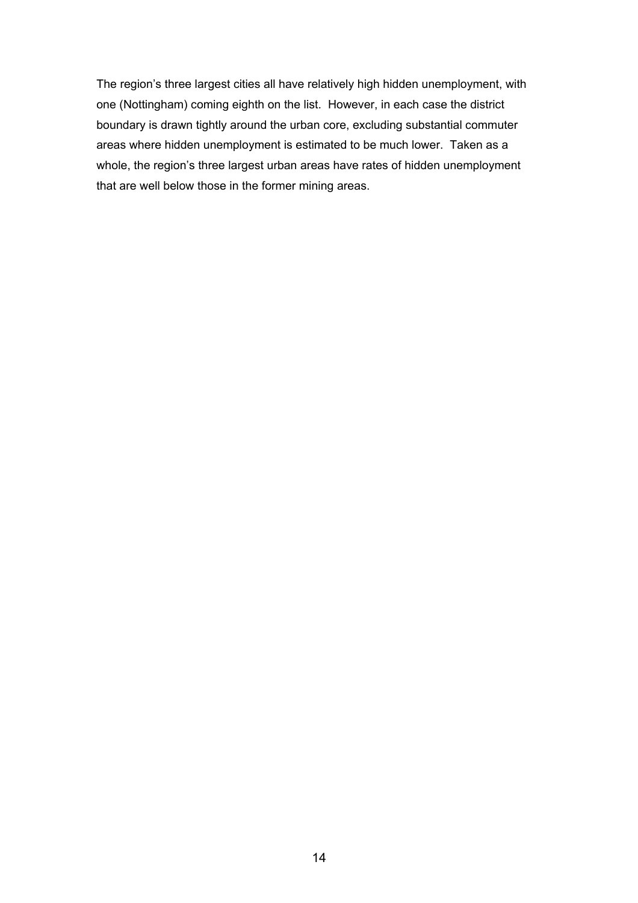The region's three largest cities all have relatively high hidden unemployment, with one (Nottingham) coming eighth on the list. However, in each case the district boundary is drawn tightly around the urban core, excluding substantial commuter areas where hidden unemployment is estimated to be much lower. Taken as a whole, the region's three largest urban areas have rates of hidden unemployment that are well below those in the former mining areas.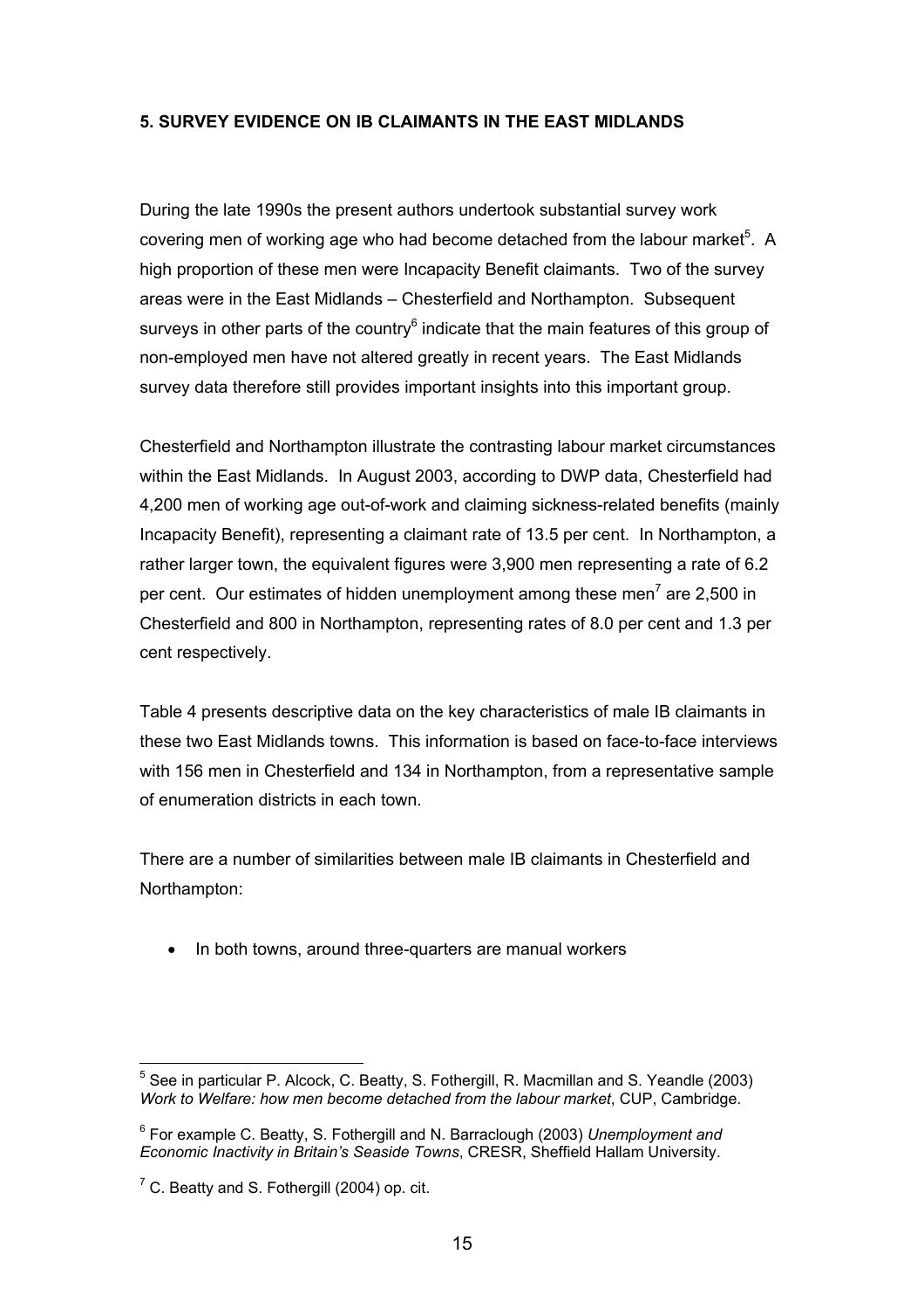## 5. SURVEY EVIDENCE ON IB CLAIMANTS IN THE EAST MIDLANDS

During the late 1990s the present authors undertook substantial survey work covering men of working age who had become detached from the labour market[5]. A high proportion of these men were Incapacity Benefit claimants. Two of the survey areas were in the East Midlands – Chesterfield and Northampton. Subsequent surveys in other parts of the country[6] indicate that the main features of this group of non-employed men have not altered greatly in recent years. The East Midlands survey data therefore still provides important insights into this important group.

Chesterfield and Northampton illustrate the contrasting labour market circumstances within the East Midlands. In August 2003, according to DWP data, Chesterfield had 4,200 men of working age out-of-work and claiming sickness-related benefits (mainly Incapacity Benefit), representing a claimant rate of 13.5 per cent. In Northampton, a rather larger town, the equivalent figures were 3,900 men representing a rate of 6.2 per cent. Our estimates of hidden unemployment among these men[7] are 2,500 in Chesterfield and 800 in Northampton, representing rates of 8.0 per cent and 1.3 per cent respectively.

Table 4 presents descriptive data on the key characteristics of male IB claimants in these two East Midlands towns. This information is based on face-to-face interviews with 156 men in Chesterfield and 134 in Northampton, from a representative sample of enumeration districts in each town.

There are a number of similarities between male IB claimants in Chesterfield and Northampton:

- In both towns, around three-quarters are manual workers

---

[5] See in particular P. Alcock, C. Beatty, S. Fothergill, R. Macmillan and S. Yeandle (2003) *Work to Welfare: how men become detached from the labour market*, CUP, Cambridge.

[6] For example C. Beatty, S. Fothergill and N. Barraclough (2003) *Unemployment and Economic Inactivity in Britain's Seaside Towns*, CRESR, Sheffield Hallam University.

[7] C. Beatty and S. Fothergill (2004) op. cit.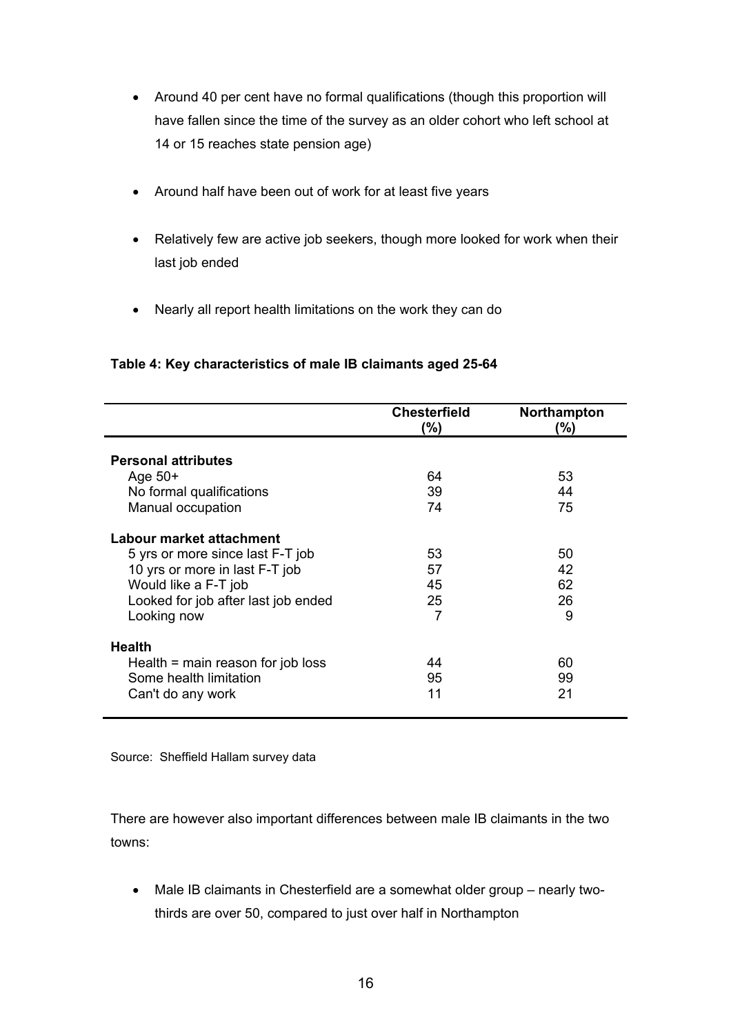- Around 40 per cent have no formal qualifications (though this proportion will have fallen since the time of the survey as an older cohort who left school at 14 or 15 reaches state pension age)

- Around half have been out of work for at least five years

- Relatively few are active job seekers, though more looked for work when their last job ended

- Nearly all report health limitations on the work they can do

**Table 4: Key characteristics of male IB claimants aged 25-64**

| | Chesterfield (%) | Northampton (%) |
|---|---|---|
| **Personal attributes** | | |
| Age 50+ | 64 | 53 |
| No formal qualifications | 39 | 44 |
| Manual occupation | 74 | 75 |
| **Labour market attachment** | | |
| 5 yrs or more since last F-T job | 53 | 50 |
| 10 yrs or more in last F-T job | 57 | 42 |
| Would like a F-T job | 45 | 62 |
| Looked for job after last job ended | 25 | 26 |
| Looking now | 7 | 9 |
| **Health** | | |
| Health = main reason for job loss | 44 | 60 |
| Some health limitation | 95 | 99 |
| Can't do any work | 11 | 21 |

Source: Sheffield Hallam survey data

There are however also important differences between male IB claimants in the two towns:

- Male IB claimants in Chesterfield are a somewhat older group – nearly two-thirds are over 50, compared to just over half in Northampton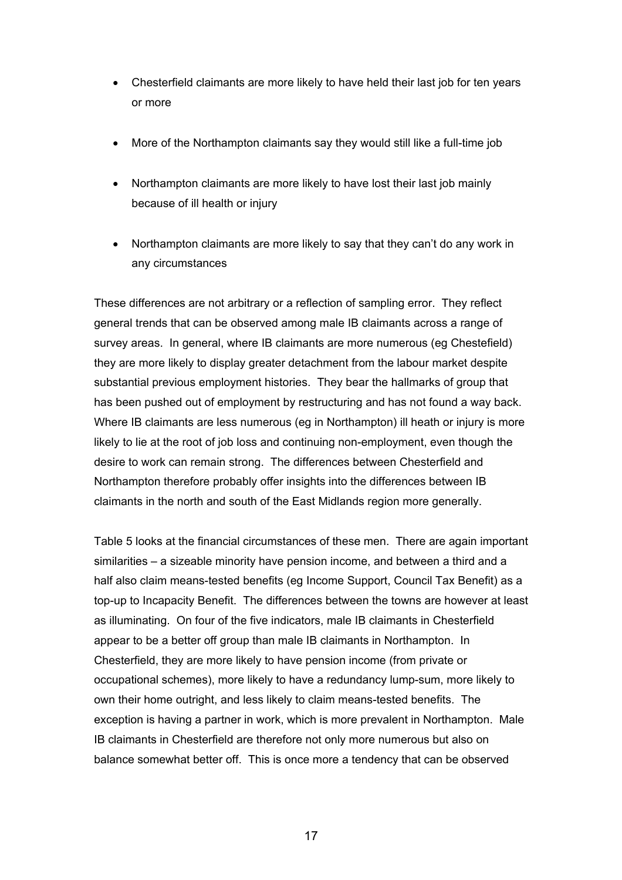- Chesterfield claimants are more likely to have held their last job for ten years or more
- More of the Northampton claimants say they would still like a full-time job
- Northampton claimants are more likely to have lost their last job mainly because of ill health or injury
- Northampton claimants are more likely to say that they can't do any work in any circumstances

These differences are not arbitrary or a reflection of sampling error. They reflect general trends that can be observed among male IB claimants across a range of survey areas. In general, where IB claimants are more numerous (eg Chestefield) they are more likely to display greater detachment from the labour market despite substantial previous employment histories. They bear the hallmarks of group that has been pushed out of employment by restructuring and has not found a way back. Where IB claimants are less numerous (eg in Northampton) ill heath or injury is more likely to lie at the root of job loss and continuing non-employment, even though the desire to work can remain strong. The differences between Chesterfield and Northampton therefore probably offer insights into the differences between IB claimants in the north and south of the East Midlands region more generally.

Table 5 looks at the financial circumstances of these men. There are again important similarities – a sizeable minority have pension income, and between a third and a half also claim means-tested benefits (eg Income Support, Council Tax Benefit) as a top-up to Incapacity Benefit. The differences between the towns are however at least as illuminating. On four of the five indicators, male IB claimants in Chesterfield appear to be a better off group than male IB claimants in Northampton. In Chesterfield, they are more likely to have pension income (from private or occupational schemes), more likely to have a redundancy lump-sum, more likely to own their home outright, and less likely to claim means-tested benefits. The exception is having a partner in work, which is more prevalent in Northampton. Male IB claimants in Chesterfield are therefore not only more numerous but also on balance somewhat better off. This is once more a tendency that can be observed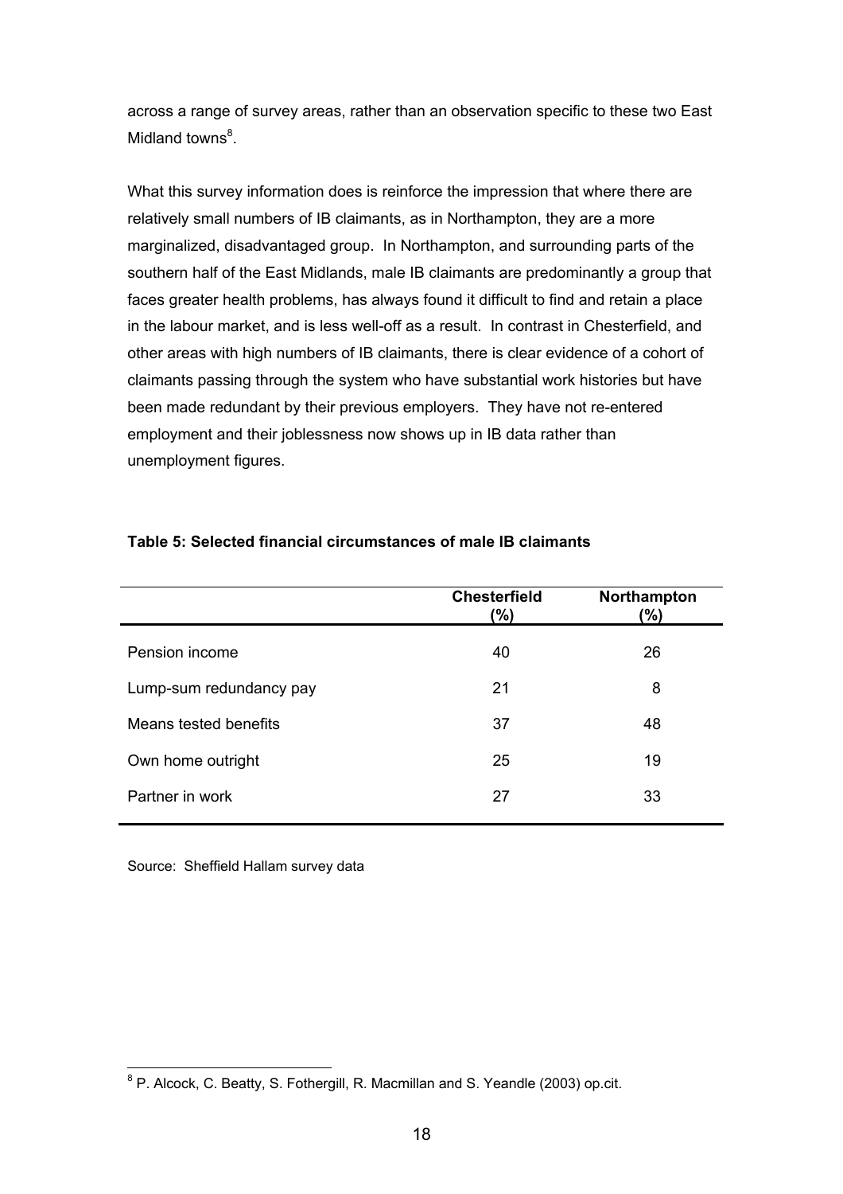across a range of survey areas, rather than an observation specific to these two East Midland towns[8].

What this survey information does is reinforce the impression that where there are relatively small numbers of IB claimants, as in Northampton, they are a more marginalized, disadvantaged group. In Northampton, and surrounding parts of the southern half of the East Midlands, male IB claimants are predominantly a group that faces greater health problems, has always found it difficult to find and retain a place in the labour market, and is less well-off as a result. In contrast in Chesterfield, and other areas with high numbers of IB claimants, there is clear evidence of a cohort of claimants passing through the system who have substantial work histories but have been made redundant by their previous employers. They have not re-entered employment and their joblessness now shows up in IB data rather than unemployment figures.

**Table 5: Selected financial circumstances of male IB claimants**

| | Chesterfield (%) | Northampton (%) |
|---|---|---|
| Pension income | 40 | 26 |
| Lump-sum redundancy pay | 21 | 8 |
| Means tested benefits | 37 | 48 |
| Own home outright | 25 | 19 |
| Partner in work | 27 | 33 |

Source: Sheffield Hallam survey data

[8] P. Alcock, C. Beatty, S. Fothergill, R. Macmillan and S. Yeandle (2003) op.cit.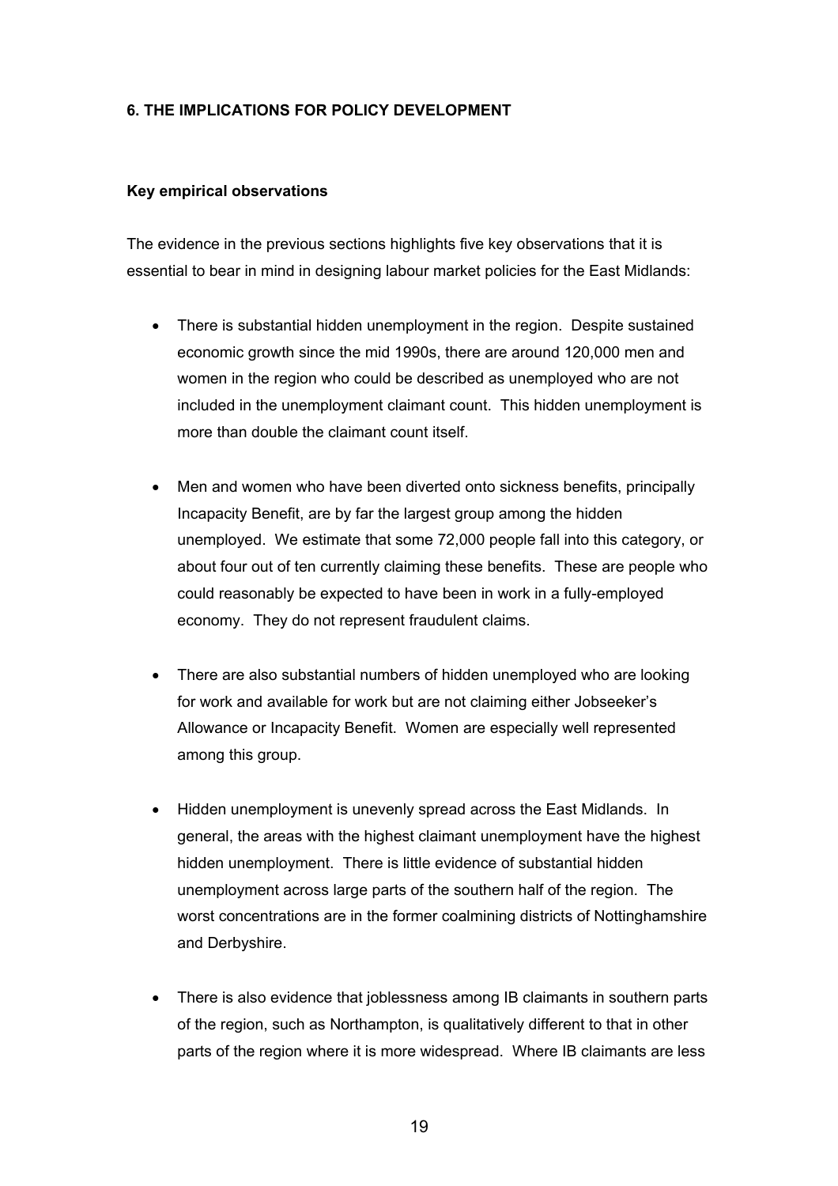## 6. THE IMPLICATIONS FOR POLICY DEVELOPMENT

### Key empirical observations

The evidence in the previous sections highlights five key observations that it is essential to bear in mind in designing labour market policies for the East Midlands:

- There is substantial hidden unemployment in the region. Despite sustained economic growth since the mid 1990s, there are around 120,000 men and women in the region who could be described as unemployed who are not included in the unemployment claimant count. This hidden unemployment is more than double the claimant count itself.

- Men and women who have been diverted onto sickness benefits, principally Incapacity Benefit, are by far the largest group among the hidden unemployed. We estimate that some 72,000 people fall into this category, or about four out of ten currently claiming these benefits. These are people who could reasonably be expected to have been in work in a fully-employed economy. They do not represent fraudulent claims.

- There are also substantial numbers of hidden unemployed who are looking for work and available for work but are not claiming either Jobseeker's Allowance or Incapacity Benefit. Women are especially well represented among this group.

- Hidden unemployment is unevenly spread across the East Midlands. In general, the areas with the highest claimant unemployment have the highest hidden unemployment. There is little evidence of substantial hidden unemployment across large parts of the southern half of the region. The worst concentrations are in the former coalmining districts of Nottinghamshire and Derbyshire.

- There is also evidence that joblessness among IB claimants in southern parts of the region, such as Northampton, is qualitatively different to that in other parts of the region where it is more widespread. Where IB claimants are less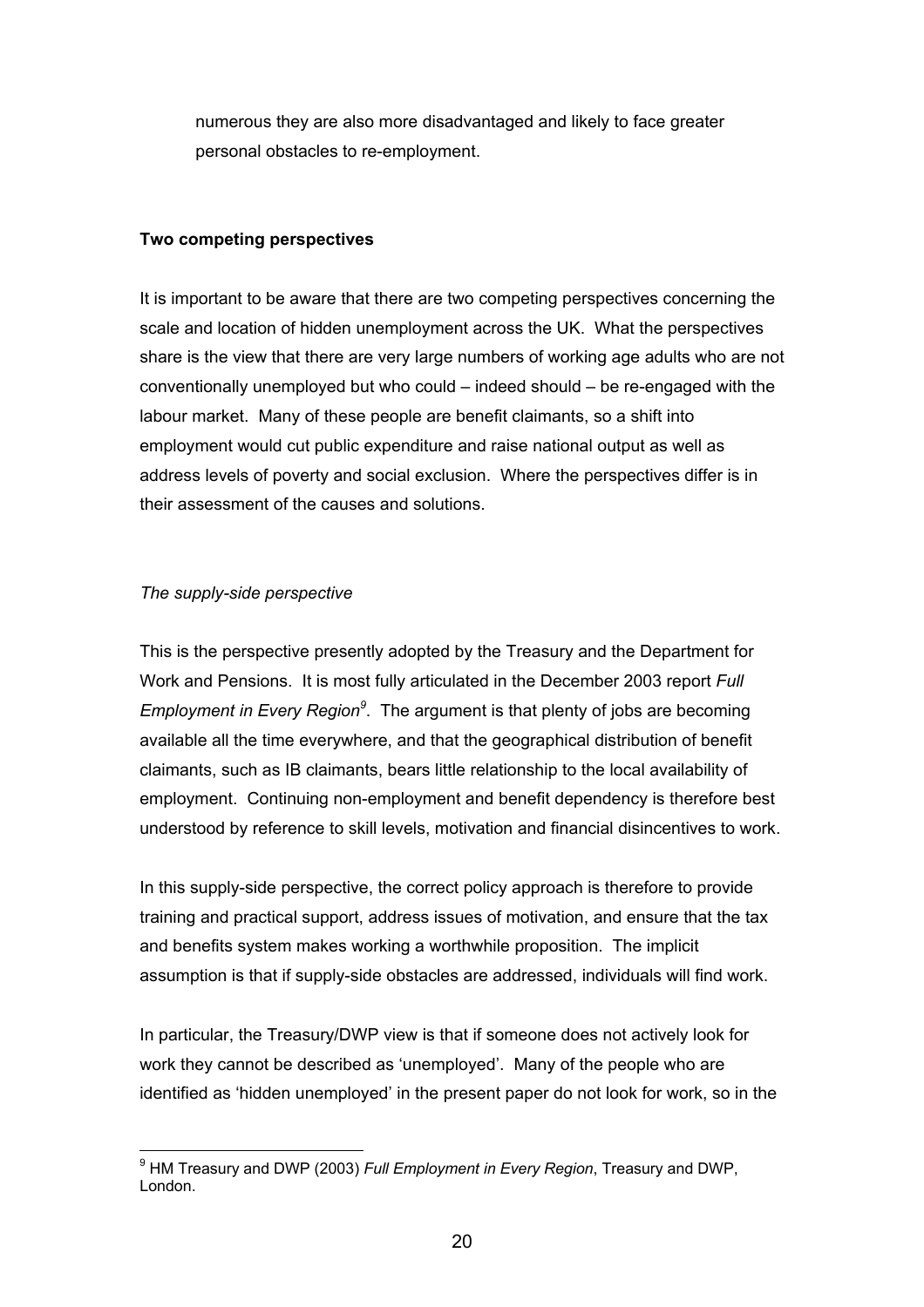numerous they are also more disadvantaged and likely to face greater personal obstacles to re-employment.

**Two competing perspectives**

It is important to be aware that there are two competing perspectives concerning the scale and location of hidden unemployment across the UK. What the perspectives share is the view that there are very large numbers of working age adults who are not conventionally unemployed but who could – indeed should – be re-engaged with the labour market. Many of these people are benefit claimants, so a shift into employment would cut public expenditure and raise national output as well as address levels of poverty and social exclusion. Where the perspectives differ is in their assessment of the causes and solutions.

*The supply-side perspective*

This is the perspective presently adopted by the Treasury and the Department for Work and Pensions. It is most fully articulated in the December 2003 report *Full Employment in Every Region*[9]. The argument is that plenty of jobs are becoming available all the time everywhere, and that the geographical distribution of benefit claimants, such as IB claimants, bears little relationship to the local availability of employment. Continuing non-employment and benefit dependency is therefore best understood by reference to skill levels, motivation and financial disincentives to work.

In this supply-side perspective, the correct policy approach is therefore to provide training and practical support, address issues of motivation, and ensure that the tax and benefits system makes working a worthwhile proposition. The implicit assumption is that if supply-side obstacles are addressed, individuals will find work.

In particular, the Treasury/DWP view is that if someone does not actively look for work they cannot be described as 'unemployed'. Many of the people who are identified as 'hidden unemployed' in the present paper do not look for work, so in the

[9] HM Treasury and DWP (2003) *Full Employment in Every Region*, Treasury and DWP, London.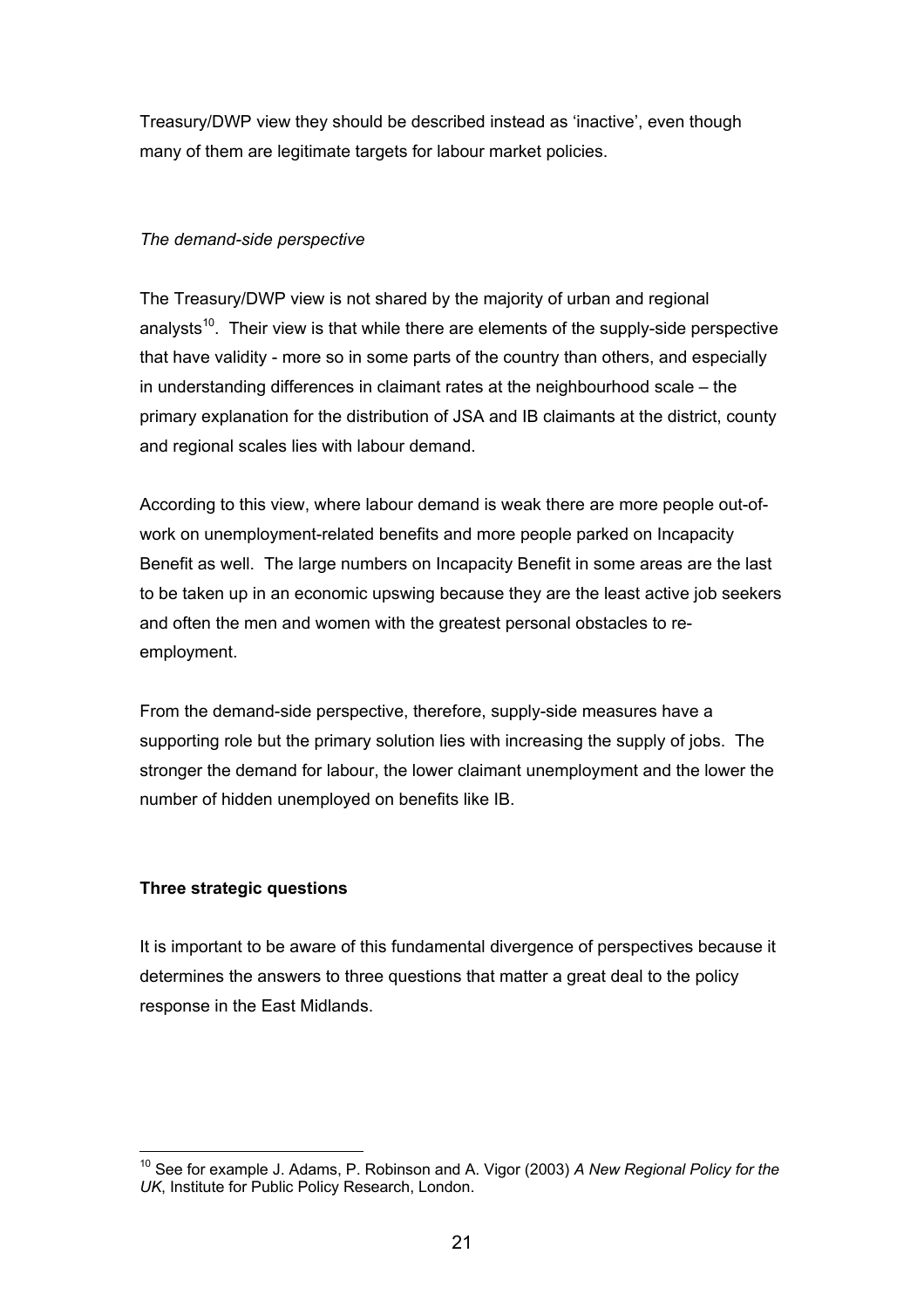Treasury/DWP view they should be described instead as 'inactive', even though many of them are legitimate targets for labour market policies.

*The demand-side perspective*

The Treasury/DWP view is not shared by the majority of urban and regional analysts[10]. Their view is that while there are elements of the supply-side perspective that have validity - more so in some parts of the country than others, and especially in understanding differences in claimant rates at the neighbourhood scale – the primary explanation for the distribution of JSA and IB claimants at the district, county and regional scales lies with labour demand.

According to this view, where labour demand is weak there are more people out-of-work on unemployment-related benefits and more people parked on Incapacity Benefit as well. The large numbers on Incapacity Benefit in some areas are the last to be taken up in an economic upswing because they are the least active job seekers and often the men and women with the greatest personal obstacles to re-employment.

From the demand-side perspective, therefore, supply-side measures have a supporting role but the primary solution lies with increasing the supply of jobs. The stronger the demand for labour, the lower claimant unemployment and the lower the number of hidden unemployed on benefits like IB.

**Three strategic questions**

It is important to be aware of this fundamental divergence of perspectives because it determines the answers to three questions that matter a great deal to the policy response in the East Midlands.

[10] See for example J. Adams, P. Robinson and A. Vigor (2003) *A New Regional Policy for the UK*, Institute for Public Policy Research, London.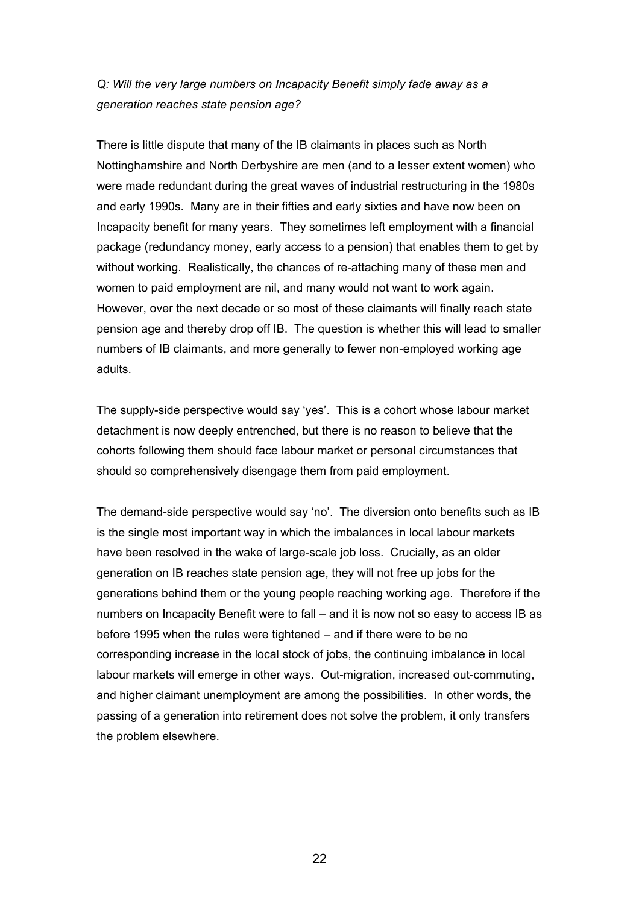*Q: Will the very large numbers on Incapacity Benefit simply fade away as a generation reaches state pension age?*

There is little dispute that many of the IB claimants in places such as North Nottinghamshire and North Derbyshire are men (and to a lesser extent women) who were made redundant during the great waves of industrial restructuring in the 1980s and early 1990s. Many are in their fifties and early sixties and have now been on Incapacity benefit for many years. They sometimes left employment with a financial package (redundancy money, early access to a pension) that enables them to get by without working. Realistically, the chances of re-attaching many of these men and women to paid employment are nil, and many would not want to work again. However, over the next decade or so most of these claimants will finally reach state pension age and thereby drop off IB. The question is whether this will lead to smaller numbers of IB claimants, and more generally to fewer non-employed working age adults.

The supply-side perspective would say 'yes'. This is a cohort whose labour market detachment is now deeply entrenched, but there is no reason to believe that the cohorts following them should face labour market or personal circumstances that should so comprehensively disengage them from paid employment.

The demand-side perspective would say 'no'. The diversion onto benefits such as IB is the single most important way in which the imbalances in local labour markets have been resolved in the wake of large-scale job loss. Crucially, as an older generation on IB reaches state pension age, they will not free up jobs for the generations behind them or the young people reaching working age. Therefore if the numbers on Incapacity Benefit were to fall – and it is now not so easy to access IB as before 1995 when the rules were tightened – and if there were to be no corresponding increase in the local stock of jobs, the continuing imbalance in local labour markets will emerge in other ways. Out-migration, increased out-commuting, and higher claimant unemployment are among the possibilities. In other words, the passing of a generation into retirement does not solve the problem, it only transfers the problem elsewhere.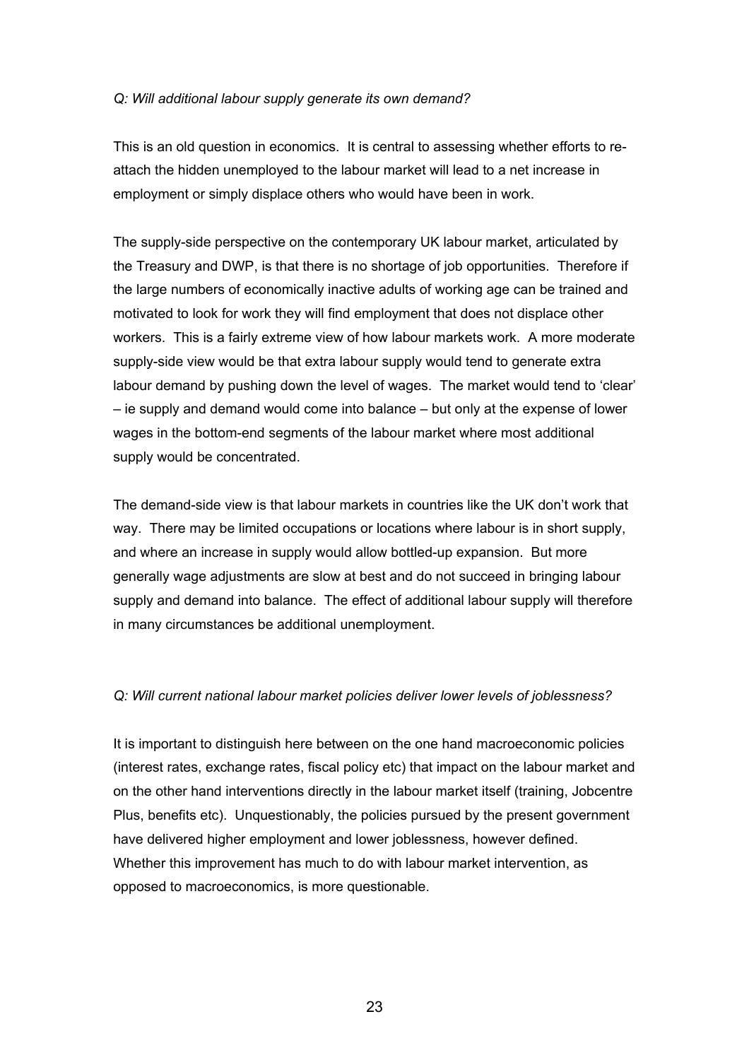*Q: Will additional labour supply generate its own demand?*

This is an old question in economics. It is central to assessing whether efforts to re-attach the hidden unemployed to the labour market will lead to a net increase in employment or simply displace others who would have been in work.

The supply-side perspective on the contemporary UK labour market, articulated by the Treasury and DWP, is that there is no shortage of job opportunities. Therefore if the large numbers of economically inactive adults of working age can be trained and motivated to look for work they will find employment that does not displace other workers. This is a fairly extreme view of how labour markets work. A more moderate supply-side view would be that extra labour supply would tend to generate extra labour demand by pushing down the level of wages. The market would tend to 'clear' – ie supply and demand would come into balance – but only at the expense of lower wages in the bottom-end segments of the labour market where most additional supply would be concentrated.

The demand-side view is that labour markets in countries like the UK don't work that way. There may be limited occupations or locations where labour is in short supply, and where an increase in supply would allow bottled-up expansion. But more generally wage adjustments are slow at best and do not succeed in bringing labour supply and demand into balance. The effect of additional labour supply will therefore in many circumstances be additional unemployment.

*Q: Will current national labour market policies deliver lower levels of joblessness?*

It is important to distinguish here between on the one hand macroeconomic policies (interest rates, exchange rates, fiscal policy etc) that impact on the labour market and on the other hand interventions directly in the labour market itself (training, Jobcentre Plus, benefits etc). Unquestionably, the policies pursued by the present government have delivered higher employment and lower joblessness, however defined. Whether this improvement has much to do with labour market intervention, as opposed to macroeconomics, is more questionable.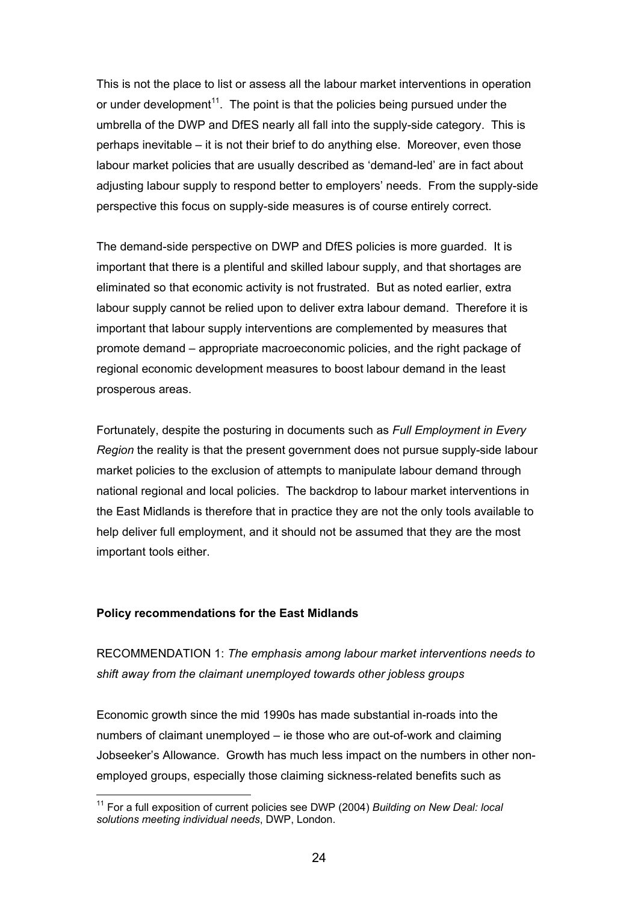This is not the place to list or assess all the labour market interventions in operation or under development[11]. The point is that the policies being pursued under the umbrella of the DWP and DfES nearly all fall into the supply-side category. This is perhaps inevitable – it is not their brief to do anything else. Moreover, even those labour market policies that are usually described as 'demand-led' are in fact about adjusting labour supply to respond better to employers' needs. From the supply-side perspective this focus on supply-side measures is of course entirely correct.

The demand-side perspective on DWP and DfES policies is more guarded. It is important that there is a plentiful and skilled labour supply, and that shortages are eliminated so that economic activity is not frustrated. But as noted earlier, extra labour supply cannot be relied upon to deliver extra labour demand. Therefore it is important that labour supply interventions are complemented by measures that promote demand – appropriate macroeconomic policies, and the right package of regional economic development measures to boost labour demand in the least prosperous areas.

Fortunately, despite the posturing in documents such as *Full Employment in Every Region* the reality is that the present government does not pursue supply-side labour market policies to the exclusion of attempts to manipulate labour demand through national regional and local policies. The backdrop to labour market interventions in the East Midlands is therefore that in practice they are not the only tools available to help deliver full employment, and it should not be assumed that they are the most important tools either.

**Policy recommendations for the East Midlands**

RECOMMENDATION 1: *The emphasis among labour market interventions needs to shift away from the claimant unemployed towards other jobless groups*

Economic growth since the mid 1990s has made substantial in-roads into the numbers of claimant unemployed – ie those who are out-of-work and claiming Jobseeker's Allowance. Growth has much less impact on the numbers in other non-employed groups, especially those claiming sickness-related benefits such as

[11] For a full exposition of current policies see DWP (2004) *Building on New Deal: local solutions meeting individual needs*, DWP, London.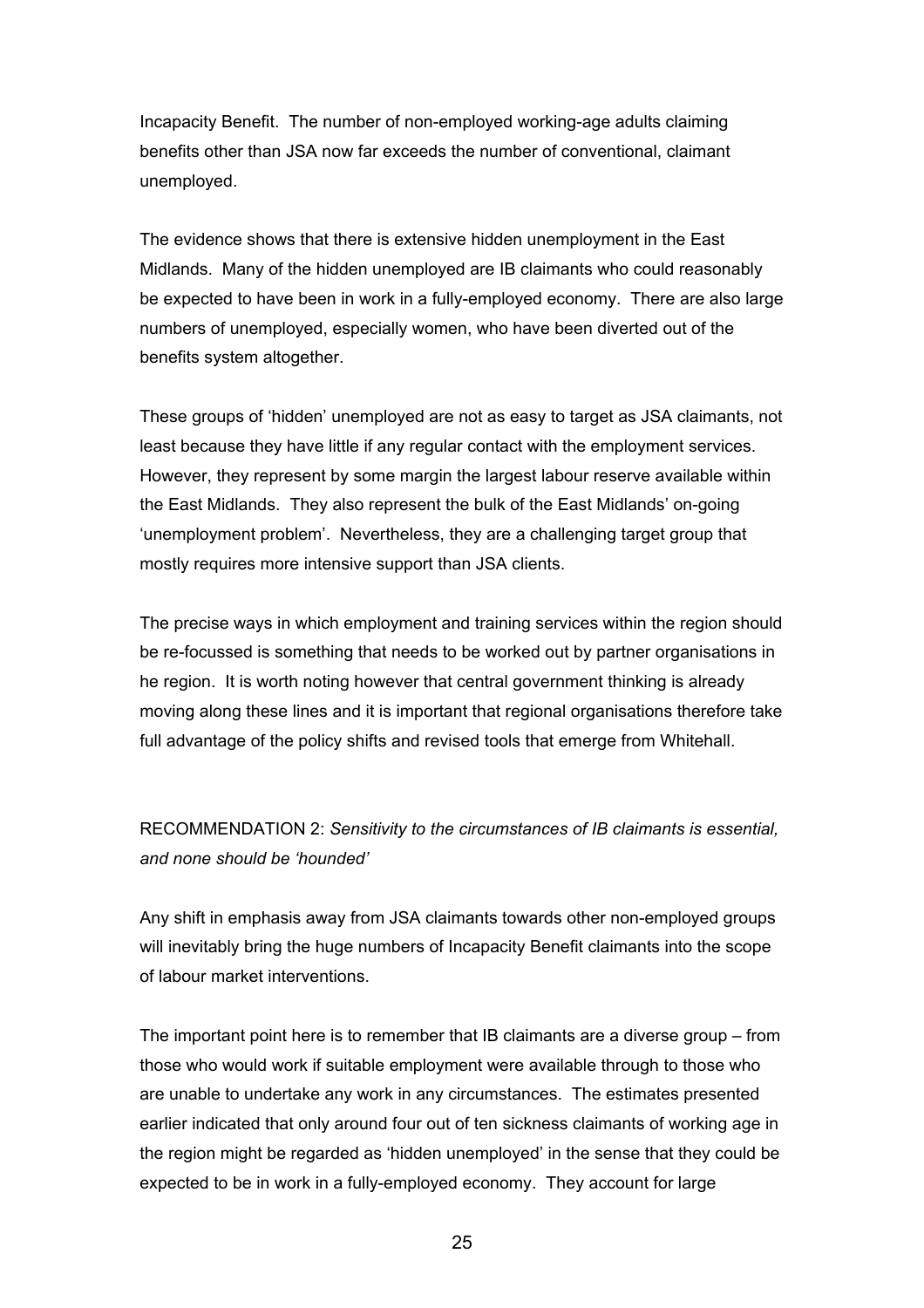Incapacity Benefit. The number of non-employed working-age adults claiming benefits other than JSA now far exceeds the number of conventional, claimant unemployed.

The evidence shows that there is extensive hidden unemployment in the East Midlands. Many of the hidden unemployed are IB claimants who could reasonably be expected to have been in work in a fully-employed economy. There are also large numbers of unemployed, especially women, who have been diverted out of the benefits system altogether.

These groups of 'hidden' unemployed are not as easy to target as JSA claimants, not least because they have little if any regular contact with the employment services. However, they represent by some margin the largest labour reserve available within the East Midlands. They also represent the bulk of the East Midlands' on-going 'unemployment problem'. Nevertheless, they are a challenging target group that mostly requires more intensive support than JSA clients.

The precise ways in which employment and training services within the region should be re-focussed is something that needs to be worked out by partner organisations in he region. It is worth noting however that central government thinking is already moving along these lines and it is important that regional organisations therefore take full advantage of the policy shifts and revised tools that emerge from Whitehall.

RECOMMENDATION 2: *Sensitivity to the circumstances of IB claimants is essential, and none should be 'hounded'*

Any shift in emphasis away from JSA claimants towards other non-employed groups will inevitably bring the huge numbers of Incapacity Benefit claimants into the scope of labour market interventions.

The important point here is to remember that IB claimants are a diverse group – from those who would work if suitable employment were available through to those who are unable to undertake any work in any circumstances. The estimates presented earlier indicated that only around four out of ten sickness claimants of working age in the region might be regarded as 'hidden unemployed' in the sense that they could be expected to be in work in a fully-employed economy. They account for large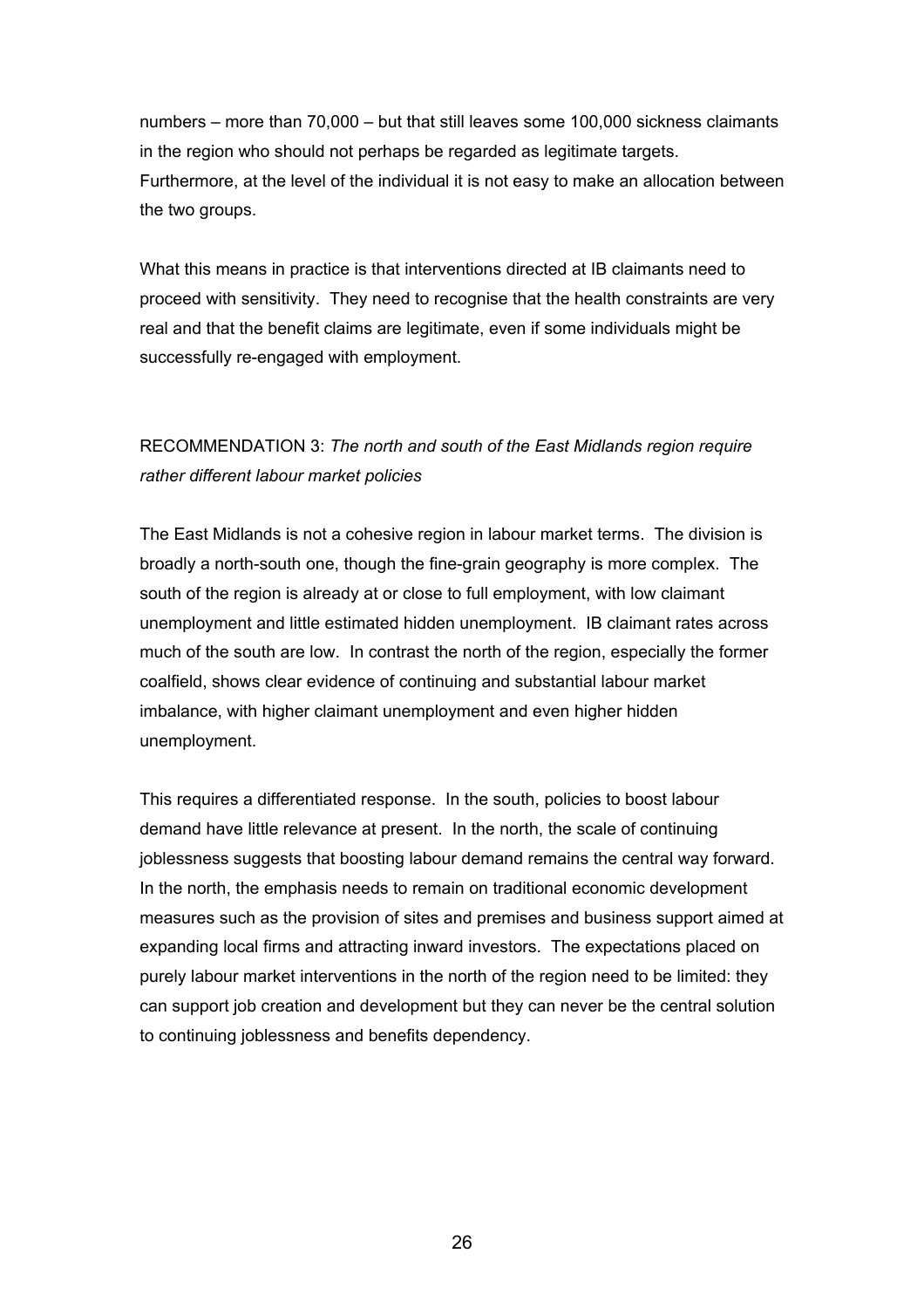numbers – more than 70,000 – but that still leaves some 100,000 sickness claimants in the region who should not perhaps be regarded as legitimate targets. Furthermore, at the level of the individual it is not easy to make an allocation between the two groups.

What this means in practice is that interventions directed at IB claimants need to proceed with sensitivity. They need to recognise that the health constraints are very real and that the benefit claims are legitimate, even if some individuals might be successfully re-engaged with employment.

RECOMMENDATION 3: *The north and south of the East Midlands region require rather different labour market policies*

The East Midlands is not a cohesive region in labour market terms. The division is broadly a north-south one, though the fine-grain geography is more complex. The south of the region is already at or close to full employment, with low claimant unemployment and little estimated hidden unemployment. IB claimant rates across much of the south are low. In contrast the north of the region, especially the former coalfield, shows clear evidence of continuing and substantial labour market imbalance, with higher claimant unemployment and even higher hidden unemployment.

This requires a differentiated response. In the south, policies to boost labour demand have little relevance at present. In the north, the scale of continuing joblessness suggests that boosting labour demand remains the central way forward. In the north, the emphasis needs to remain on traditional economic development measures such as the provision of sites and premises and business support aimed at expanding local firms and attracting inward investors. The expectations placed on purely labour market interventions in the north of the region need to be limited: they can support job creation and development but they can never be the central solution to continuing joblessness and benefits dependency.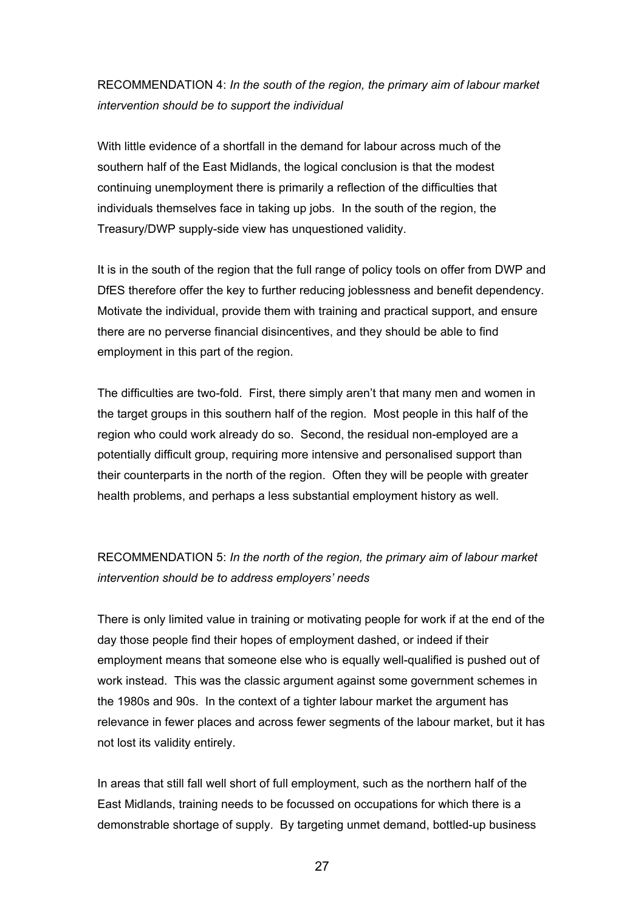RECOMMENDATION 4: *In the south of the region, the primary aim of labour market intervention should be to support the individual*

With little evidence of a shortfall in the demand for labour across much of the southern half of the East Midlands, the logical conclusion is that the modest continuing unemployment there is primarily a reflection of the difficulties that individuals themselves face in taking up jobs. In the south of the region, the Treasury/DWP supply-side view has unquestioned validity.

It is in the south of the region that the full range of policy tools on offer from DWP and DfES therefore offer the key to further reducing joblessness and benefit dependency. Motivate the individual, provide them with training and practical support, and ensure there are no perverse financial disincentives, and they should be able to find employment in this part of the region.

The difficulties are two-fold. First, there simply aren't that many men and women in the target groups in this southern half of the region. Most people in this half of the region who could work already do so. Second, the residual non-employed are a potentially difficult group, requiring more intensive and personalised support than their counterparts in the north of the region. Often they will be people with greater health problems, and perhaps a less substantial employment history as well.

RECOMMENDATION 5: *In the north of the region, the primary aim of labour market intervention should be to address employers' needs*

There is only limited value in training or motivating people for work if at the end of the day those people find their hopes of employment dashed, or indeed if their employment means that someone else who is equally well-qualified is pushed out of work instead. This was the classic argument against some government schemes in the 1980s and 90s. In the context of a tighter labour market the argument has relevance in fewer places and across fewer segments of the labour market, but it has not lost its validity entirely.

In areas that still fall well short of full employment, such as the northern half of the East Midlands, training needs to be focussed on occupations for which there is a demonstrable shortage of supply. By targeting unmet demand, bottled-up business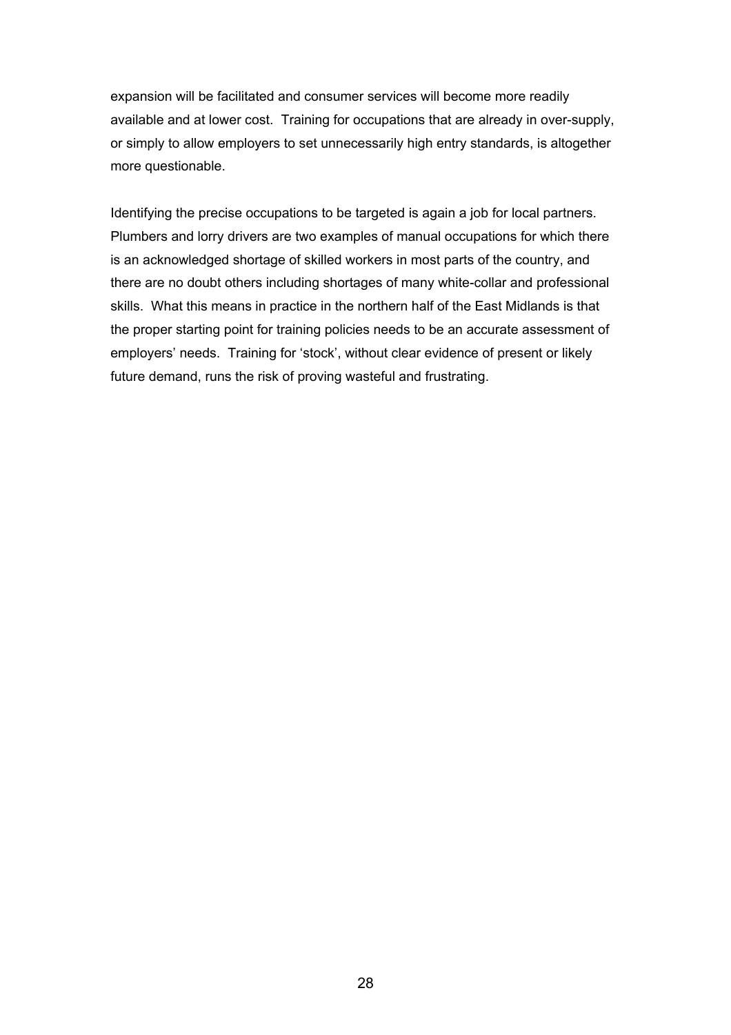expansion will be facilitated and consumer services will become more readily available and at lower cost. Training for occupations that are already in over-supply, or simply to allow employers to set unnecessarily high entry standards, is altogether more questionable.

Identifying the precise occupations to be targeted is again a job for local partners. Plumbers and lorry drivers are two examples of manual occupations for which there is an acknowledged shortage of skilled workers in most parts of the country, and there are no doubt others including shortages of many white-collar and professional skills. What this means in practice in the northern half of the East Midlands is that the proper starting point for training policies needs to be an accurate assessment of employers' needs. Training for 'stock', without clear evidence of present or likely future demand, runs the risk of proving wasteful and frustrating.